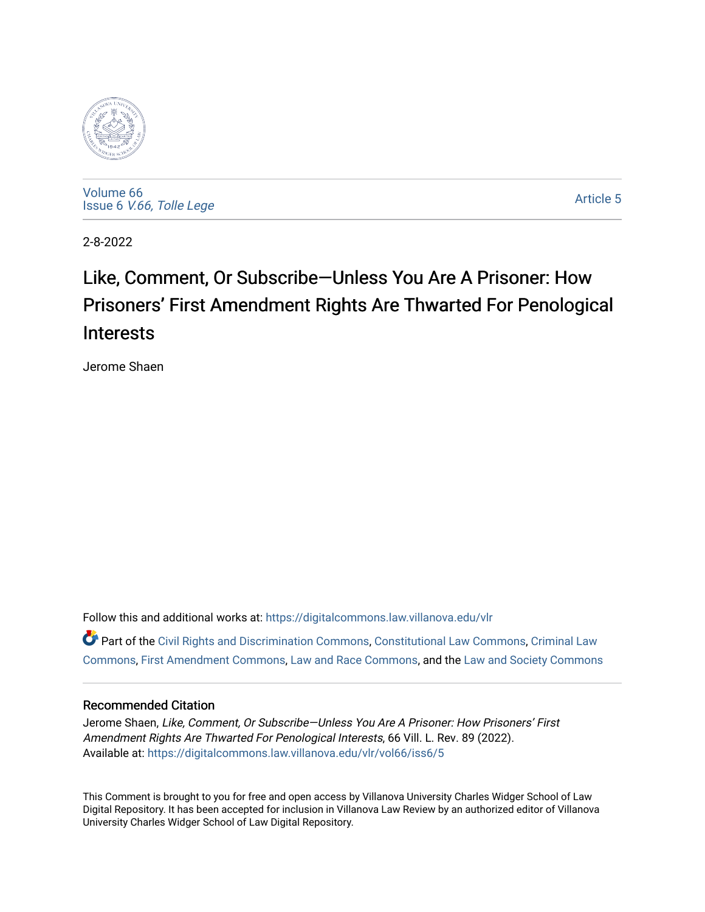Volume 66
Issue 6 *V.66, Tolle Lege*

Article 5

2-8-2022

# Like, Comment, Or Subscribe—Unless You Are A Prisoner: How Prisoners' First Amendment Rights Are Thwarted For Penological Interests

Jerome Shaen

Follow this and additional works at: https://digitalcommons.law.villanova.edu/vlr

Part of the Civil Rights and Discrimination Commons, Constitutional Law Commons, Criminal Law Commons, First Amendment Commons, Law and Race Commons, and the Law and Society Commons

## Recommended Citation

Jerome Shaen, *Like, Comment, Or Subscribe—Unless You Are A Prisoner: How Prisoners' First Amendment Rights Are Thwarted For Penological Interests*, 66 Vill. L. Rev. 89 (2022).
Available at: https://digitalcommons.law.villanova.edu/vlr/vol66/iss6/5

This Comment is brought to you for free and open access by Villanova University Charles Widger School of Law Digital Repository. It has been accepted for inclusion in Villanova Law Review by an authorized editor of Villanova University Charles Widger School of Law Digital Repository.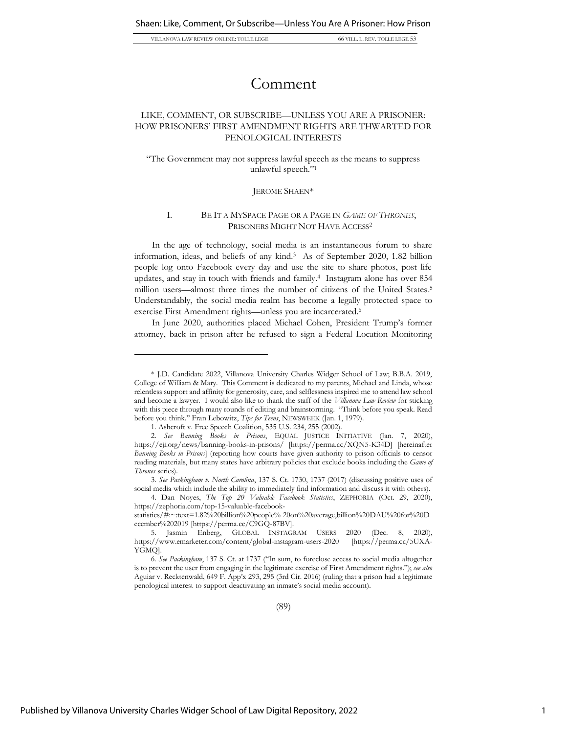# Comment

## LIKE, COMMENT, OR SUBSCRIBE—UNLESS YOU ARE A PRISONER: HOW PRISONERS' FIRST AMENDMENT RIGHTS ARE THWARTED FOR PENOLOGICAL INTERESTS

"The Government may not suppress lawful speech as the means to suppress unlawful speech."[1]

JEROME SHAEN*

### I. BE IT A MYSPACE PAGE OR A PAGE IN *GAME OF THRONES*, PRISONERS MIGHT NOT HAVE ACCESS[2]

In the age of technology, social media is an instantaneous forum to share information, ideas, and beliefs of any kind.[3] As of September 2020, 1.82 billion people log onto Facebook every day and use the site to share photos, post life updates, and stay in touch with friends and family.[4] Instagram alone has over 854 million users—almost three times the number of citizens of the United States.[5] Understandably, the social media realm has become a legally protected space to exercise First Amendment rights—unless you are incarcerated.[6]

In June 2020, authorities placed Michael Cohen, President Trump's former attorney, back in prison after he refused to sign a Federal Location Monitoring

---

\* J.D. Candidate 2022, Villanova University Charles Widger School of Law; B.B.A. 2019, College of William & Mary. This Comment is dedicated to my parents, Michael and Linda, whose relentless support and affinity for generosity, care, and selflessness inspired me to attend law school and become a lawyer. I would also like to thank the staff of the *Villanova Law Review* for sticking with this piece through many rounds of editing and brainstorming. "Think before you speak. Read before you think." Fran Lebowitz, *Tips for Teens*, NEWSWEEK (Jan. 1, 1979).

1. Ashcroft v. Free Speech Coalition, 535 U.S. 234, 255 (2002).

2. *See Banning Books in Prisons*, EQUAL JUSTICE INITIATIVE (Jan. 7, 2020), https://eji.org/news/banning-books-in-prisons/ [https://perma.cc/XQN5-K34D] [hereinafter *Banning Books in Prisons*] (reporting how courts have given authority to prison officials to censor reading materials, but many states have arbitrary policies that exclude books including the *Game of Thrones* series).

3. *See Packingham v. North Carolina*, 137 S. Ct. 1730, 1737 (2017) (discussing positive uses of social media which include the ability to immediately find information and discuss it with others).

4. Dan Noyes, *The Top 20 Valuable Facebook Statistics*, ZEPHORIA (Oct. 29, 2020), https://zephoria.com/top-15-valuable-facebook-statistics/#:~:text=1.82%20billion%20people% 20on%20average,billion%20DAU%20for%20December%202019 [https://perma.cc/C9GQ-87BV].

5. Jasmin Enberg, GLOBAL INSTAGRAM USERS 2020 (Dec. 8, 2020), https://www.emarketer.com/content/global-instagram-users-2020 [https://perma.cc/5UXA-YGMQ].

6. *See Packingham*, 137 S. Ct. at 1737 ("In sum, to foreclose access to social media altogether is to prevent the user from engaging in the legitimate exercise of First Amendment rights."); *see also* Aguiar v. Recktenwald, 649 F. App'x 293, 295 (3rd Cir. 2016) (ruling that a prison had a legitimate penological interest to support deactivating an inmate's social media account).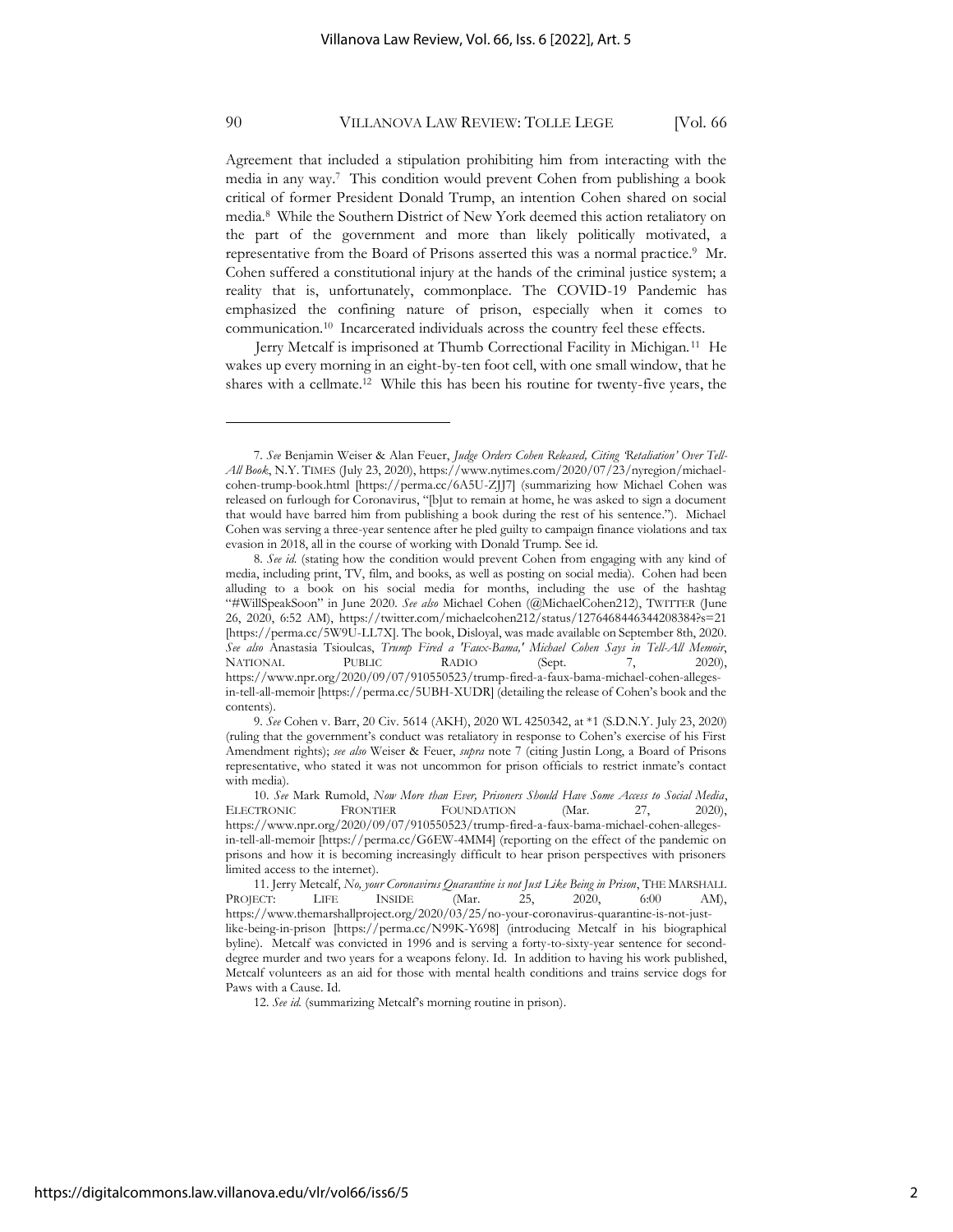Agreement that included a stipulation prohibiting him from interacting with the media in any way.[7] This condition would prevent Cohen from publishing a book critical of former President Donald Trump, an intention Cohen shared on social media.[8] While the Southern District of New York deemed this action retaliatory on the part of the government and more than likely politically motivated, a representative from the Board of Prisons asserted this was a normal practice.[9] Mr. Cohen suffered a constitutional injury at the hands of the criminal justice system; a reality that is, unfortunately, commonplace. The COVID-19 Pandemic has emphasized the confining nature of prison, especially when it comes to communication.[10] Incarcerated individuals across the country feel these effects.

Jerry Metcalf is imprisoned at Thumb Correctional Facility in Michigan.[11] He wakes up every morning in an eight-by-ten foot cell, with one small window, that he shares with a cellmate.[12] While this has been his routine for twenty-five years, the

---

7. *See* Benjamin Weiser & Alan Feuer, *Judge Orders Cohen Released, Citing 'Retaliation' Over Tell-All Book*, N.Y. TIMES (July 23, 2020), https://www.nytimes.com/2020/07/23/nyregion/michael-cohen-trump-book.html [https://perma.cc/6A5U-ZJJ7] (summarizing how Michael Cohen was released on furlough for Coronavirus, "[b]ut to remain at home, he was asked to sign a document that would have barred him from publishing a book during the rest of his sentence."). Michael Cohen was serving a three-year sentence after he pled guilty to campaign finance violations and tax evasion in 2018, all in the course of working with Donald Trump. See id.

8. *See id.* (stating how the condition would prevent Cohen from engaging with any kind of media, including print, TV, film, and books, as well as posting on social media). Cohen had been alluding to a book on his social media for months, including the use of the hashtag "#WillSpeakSoon" in June 2020. *See also* Michael Cohen (@MichaelCohen212), TWITTER (June 26, 2020, 6:52 AM), https://twitter.com/michaelcohen212/status/1276468446344208384?s=21 [https://perma.cc/5W9U-LL7X]. The book, Disloyal, was made available on September 8th, 2020. *See also* Anastasia Tsioulcas, *Trump Fired a 'Faux-Bama,' Michael Cohen Says in Tell-All Memoir*, NATIONAL PUBLIC RADIO (Sept. 7, 2020), https://www.npr.org/2020/09/07/910550523/trump-fired-a-faux-bama-michael-cohen-alleges-in-tell-all-memoir [https://perma.cc/5UBH-XUDR] (detailing the release of Cohen's book and the contents).

9. *See* Cohen v. Barr, 20 Civ. 5614 (AKH), 2020 WL 4250342, at *1 (S.D.N.Y. July 23, 2020) (ruling that the government's conduct was retaliatory in response to Cohen's exercise of his First Amendment rights); *see also* Weiser & Feuer, *supra* note 7 (citing Justin Long, a Board of Prisons representative, who stated it was not uncommon for prison officials to restrict inmate's contact with media).

10. *See* Mark Rumold, *Now More than Ever, Prisoners Should Have Some Access to Social Media*, ELECTRONIC FRONTIER FOUNDATION (Mar. 27, 2020), https://www.npr.org/2020/09/07/910550523/trump-fired-a-faux-bama-michael-cohen-alleges-in-tell-all-memoir [https://perma.cc/G6EW-4MM4] (reporting on the effect of the pandemic on prisons and how it is becoming increasingly difficult to hear prison perspectives with prisoners limited access to the internet).

11. Jerry Metcalf, *No, your Coronavirus Quarantine is not Just Like Being in Prison*, THE MARSHALL PROJECT: LIFE INSIDE (Mar. 25, 2020, 6:00 AM), https://www.themarshallproject.org/2020/03/25/no-your-coronavirus-quarantine-is-not-just-like-being-in-prison [https://perma.cc/N99K-Y698] (introducing Metcalf in his biographical byline). Metcalf was convicted in 1996 and is serving a forty-to-sixty-year sentence for second-degree murder and two years for a weapons felony. Id. In addition to having his work published, Metcalf volunteers as an aid for those with mental health conditions and trains service dogs for Paws with a Cause. Id.

12. *See id.* (summarizing Metcalf's morning routine in prison).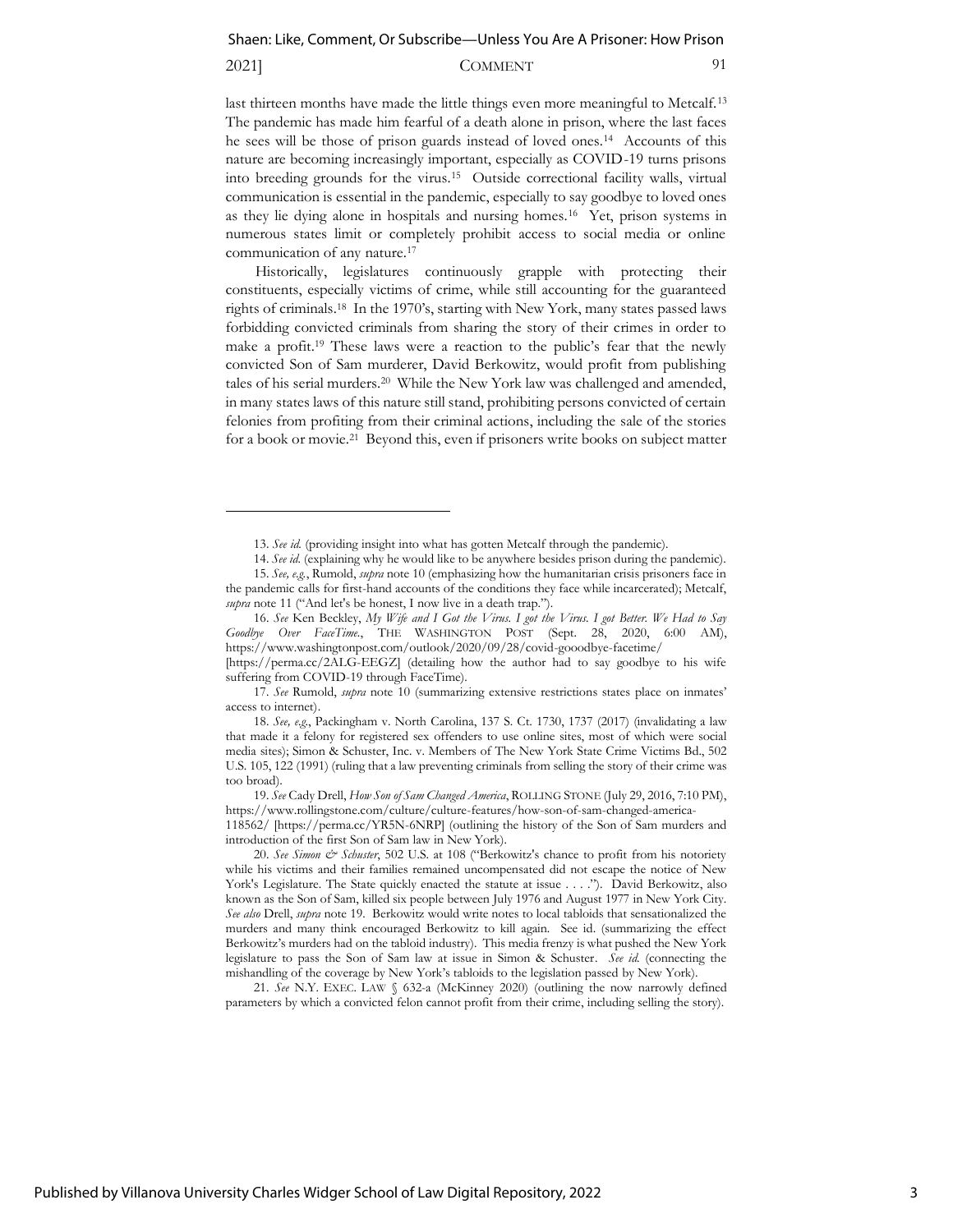last thirteen months have made the little things even more meaningful to Metcalf.[13] The pandemic has made him fearful of a death alone in prison, where the last faces he sees will be those of prison guards instead of loved ones.[14] Accounts of this nature are becoming increasingly important, especially as COVID-19 turns prisons into breeding grounds for the virus.[15] Outside correctional facility walls, virtual communication is essential in the pandemic, especially to say goodbye to loved ones as they lie dying alone in hospitals and nursing homes.[16] Yet, prison systems in numerous states limit or completely prohibit access to social media or online communication of any nature.[17]

Historically, legislatures continuously grapple with protecting their constituents, especially victims of crime, while still accounting for the guaranteed rights of criminals.[18] In the 1970's, starting with New York, many states passed laws forbidding convicted criminals from sharing the story of their crimes in order to make a profit.[19] These laws were a reaction to the public's fear that the newly convicted Son of Sam murderer, David Berkowitz, would profit from publishing tales of his serial murders.[20] While the New York law was challenged and amended, in many states laws of this nature still stand, prohibiting persons convicted of certain felonies from profiting from their criminal actions, including the sale of the stories for a book or movie.[21] Beyond this, even if prisoners write books on subject matter

---

13. *See id.* (providing insight into what has gotten Metcalf through the pandemic).

14. *See id.* (explaining why he would like to be anywhere besides prison during the pandemic).

15. *See, e.g.*, Rumold, *supra* note 10 (emphasizing how the humanitarian crisis prisoners face in the pandemic calls for first-hand accounts of the conditions they face while incarcerated); Metcalf, *supra* note 11 ("And let's be honest, I now live in a death trap.").

16. *See* Ken Beckley, *My Wife and I Got the Virus. I got the Virus. I Got Better. We Had to Say Goodbye Over FaceTime.*, THE WASHINGTON POST (Sept. 28, 2020, 6:00 AM), https://www.washingtonpost.com/outlook/2020/09/28/covid-gooodbye-facetime/ [https://perma.cc/2ALG-EEGZ] (detailing how the author had to say goodbye to his wife suffering from COVID-19 through FaceTime).

17. *See* Rumold, *supra* note 10 (summarizing extensive restrictions states place on inmates' access to internet).

18. *See, e.g.*, Packingham v. North Carolina, 137 S. Ct. 1730, 1737 (2017) (invalidating a law that made it a felony for registered sex offenders to use online sites, most of which were social media sites); Simon & Schuster, Inc. v. Members of The New York State Crime Victims Bd., 502 U.S. 105, 122 (1991) (ruling that a law preventing criminals from selling the story of their crime was too broad).

19. *See* Cady Drell, *How Son of Sam Changed America*, ROLLING STONE (July 29, 2016, 7:10 PM), https://www.rollingstone.com/culture/culture-features/how-son-of-sam-changed-america-118562/ [https://perma.cc/YR5N-6NRP] (outlining the history of the Son of Sam murders and introduction of the first Son of Sam law in New York).

20. *See Simon & Schuster*, 502 U.S. at 108 ("Berkowitz's chance to profit from his notoriety while his victims and their families remained uncompensated did not escape the notice of New York's Legislature. The State quickly enacted the statute at issue . . . ."). David Berkowitz, also known as the Son of Sam, killed six people between July 1976 and August 1977 in New York City. *See also* Drell, *supra* note 19. Berkowitz would write notes to local tabloids that sensationalized the murders and many think encouraged Berkowitz to kill again. See id. (summarizing the effect Berkowitz's murders had on the tabloid industry). This media frenzy is what pushed the New York legislature to pass the Son of Sam law at issue in Simon & Schuster. *See id.* (connecting the mishandling of the coverage by New York's tabloids to the legislation passed by New York).

21. *See* N.Y. EXEC. LAW § 632-a (McKinney 2020) (outlining the now narrowly defined parameters by which a convicted felon cannot profit from their crime, including selling the story).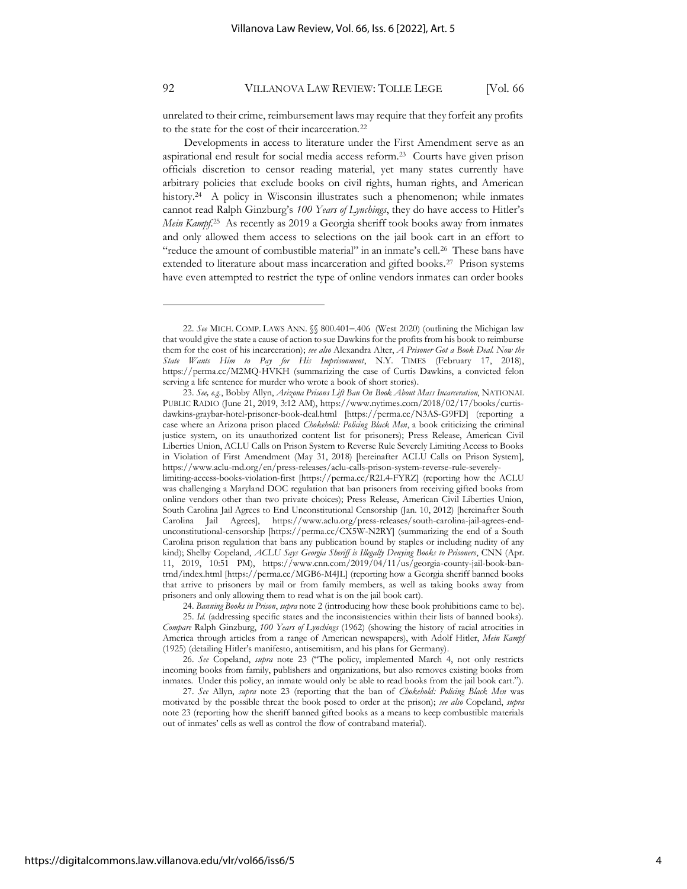unrelated to their crime, reimbursement laws may require that they forfeit any profits to the state for the cost of their incarceration.[22]

Developments in access to literature under the First Amendment serve as an aspirational end result for social media access reform.[23] Courts have given prison officials discretion to censor reading material, yet many states currently have arbitrary policies that exclude books on civil rights, human rights, and American history.[24] A policy in Wisconsin illustrates such a phenomenon; while inmates cannot read Ralph Ginzburg's *100 Years of Lynchings*, they do have access to Hitler's *Mein Kampf*.[25] As recently as 2019 a Georgia sheriff took books away from inmates and only allowed them access to selections on the jail book cart in an effort to "reduce the amount of combustible material" in an inmate's cell.[26] These bans have extended to literature about mass incarceration and gifted books.[27] Prison systems have even attempted to restrict the type of online vendors inmates can order books

---

22. *See* MICH. COMP. LAWS ANN. §§ 800.401–.406 (West 2020) (outlining the Michigan law that would give the state a cause of action to sue Dawkins for the profits from his book to reimburse them for the cost of his incarceration); *see also* Alexandra Alter, *A Prisoner Got a Book Deal. Now the State Wants Him to Pay for His Imprisonment*, N.Y. TIMES (February 17, 2018), https://perma.cc/M2MQ-HVKH (summarizing the case of Curtis Dawkins, a convicted felon serving a life sentence for murder who wrote a book of short stories).

23. *See, e.g.*, Bobby Allyn, *Arizona Prisons Lift Ban On Book About Mass Incarceration*, NATIONAL PUBLIC RADIO (June 21, 2019, 3:12 AM), https://www.nytimes.com/2018/02/17/books/curtis-dawkins-graybar-hotel-prisoner-book-deal.html [https://perma.cc/N3AS-G9FD] (reporting a case where an Arizona prison placed *Chokehold: Policing Black Men*, a book criticizing the criminal justice system, on its unauthorized content list for prisoners); Press Release, American Civil Liberties Union, ACLU Calls on Prison System to Reverse Rule Severely Limiting Access to Books in Violation of First Amendment (May 31, 2018) [hereinafter ACLU Calls on Prison System], https://www.aclu-md.org/en/press-releases/aclu-calls-prison-system-reverse-rule-severely-limiting-access-books-violation-first [https://perma.cc/R2L4-FYRZ] (reporting how the ACLU was challenging a Maryland DOC regulation that ban prisoners from receiving gifted books from online vendors other than two private choices); Press Release, American Civil Liberties Union, South Carolina Jail Agrees to End Unconstitutional Censorship (Jan. 10, 2012) [hereinafter South Carolina Jail Agrees], https://www.aclu.org/press-releases/south-carolina-jail-agrees-end-unconstitutional-censorship [https://perma.cc/CX5W-N2RY] (summarizing the end of a South Carolina prison regulation that bans any publication bound by staples or including nudity of any kind); Shelby Copeland, *ACLU Says Georgia Sheriff is Illegally Denying Books to Prisoners*, CNN (Apr. 11, 2019, 10:51 PM), https://www.cnn.com/2019/04/11/us/georgia-county-jail-book-ban-trnd/index.html [https://perma.cc/MGB6-M4JL] (reporting how a Georgia sheriff banned books that arrive to prisoners by mail or from family members, as well as taking books away from prisoners and only allowing them to read what is on the jail book cart).

24. *Banning Books in Prison*, *supra* note 2 (introducing how these book prohibitions came to be).

25. *Id.* (addressing specific states and the inconsistencies within their lists of banned books). *Compare* Ralph Ginzburg, *100 Years of Lynchings* (1962) (showing the history of racial atrocities in America through articles from a range of American newspapers), with Adolf Hitler, *Mein Kampf* (1925) (detailing Hitler's manifesto, antisemitism, and his plans for Germany).

26. *See* Copeland, *supra* note 23 ("The policy, implemented March 4, not only restricts incoming books from family, publishers and organizations, but also removes existing books from inmates. Under this policy, an inmate would only be able to read books from the jail book cart.").

27. *See* Allyn, *supra* note 23 (reporting that the ban of *Chokehold: Policing Black Men* was motivated by the possible threat the book posed to order at the prison); *see also* Copeland, *supra* note 23 (reporting how the sheriff banned gifted books as a means to keep combustible materials out of inmates' cells as well as control the flow of contraband material).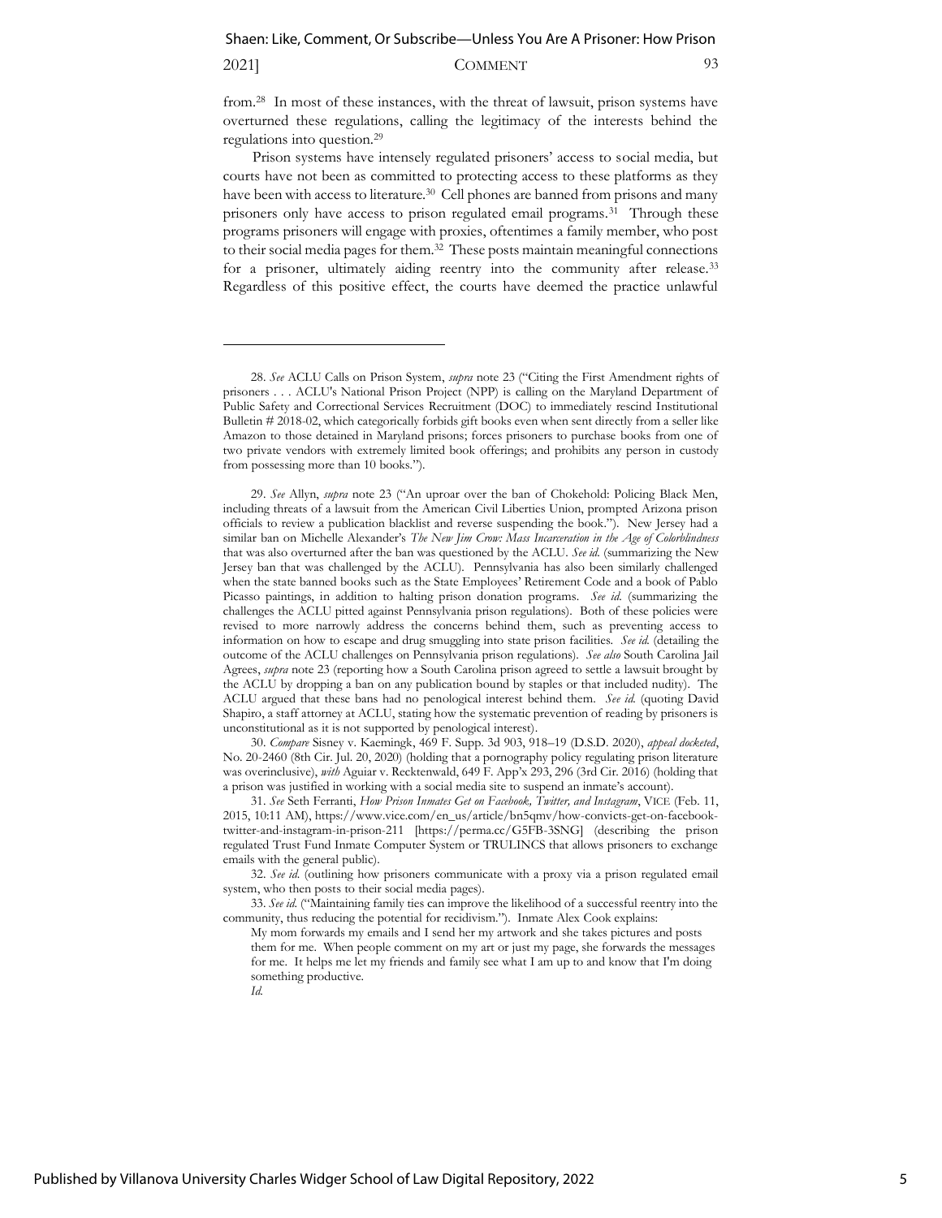from.[28] In most of these instances, with the threat of lawsuit, prison systems have overturned these regulations, calling the legitimacy of the interests behind the regulations into question.[29]

Prison systems have intensely regulated prisoners' access to social media, but courts have not been as committed to protecting access to these platforms as they have been with access to literature.[30] Cell phones are banned from prisons and many prisoners only have access to prison regulated email programs.[31] Through these programs prisoners will engage with proxies, oftentimes a family member, who post to their social media pages for them.[32] These posts maintain meaningful connections for a prisoner, ultimately aiding reentry into the community after release.[33] Regardless of this positive effect, the courts have deemed the practice unlawful

---

28. *See* ACLU Calls on Prison System, *supra* note 23 ("Citing the First Amendment rights of prisoners . . . ACLU's National Prison Project (NPP) is calling on the Maryland Department of Public Safety and Correctional Services Recruitment (DOC) to immediately rescind Institutional Bulletin # 2018-02, which categorically forbids gift books even when sent directly from a seller like Amazon to those detained in Maryland prisons; forces prisoners to purchase books from one of two private vendors with extremely limited book offerings; and prohibits any person in custody from possessing more than 10 books.").

29. *See* Allyn, *supra* note 23 ("An uproar over the ban of Chokehold: Policing Black Men, including threats of a lawsuit from the American Civil Liberties Union, prompted Arizona prison officials to review a publication blacklist and reverse suspending the book."). New Jersey had a similar ban on Michelle Alexander's *The New Jim Crow: Mass Incarceration in the Age of Colorblindness* that was also overturned after the ban was questioned by the ACLU. *See id.* (summarizing the New Jersey ban that was challenged by the ACLU). Pennsylvania has also been similarly challenged when the state banned books such as the State Employees' Retirement Code and a book of Pablo Picasso paintings, in addition to halting prison donation programs. *See id.* (summarizing the challenges the ACLU pitted against Pennsylvania prison regulations). Both of these policies were revised to more narrowly address the concerns behind them, such as preventing access to information on how to escape and drug smuggling into state prison facilities. *See id.* (detailing the outcome of the ACLU challenges on Pennsylvania prison regulations). *See also* South Carolina Jail Agrees, *supra* note 23 (reporting how a South Carolina prison agreed to settle a lawsuit brought by the ACLU by dropping a ban on any publication bound by staples or that included nudity). The ACLU argued that these bans had no penological interest behind them. *See id.* (quoting David Shapiro, a staff attorney at ACLU, stating how the systematic prevention of reading by prisoners is unconstitutional as it is not supported by penological interest).

30. *Compare* Sisney v. Kaemingk, 469 F. Supp. 3d 903, 918–19 (D.S.D. 2020), *appeal docketed*, No. 20-2460 (8th Cir. Jul. 20, 2020) (holding that a pornography policy regulating prison literature was overinclusive), *with* Aguiar v. Recktenwald, 649 F. App'x 293, 296 (3rd Cir. 2016) (holding that a prison was justified in working with a social media site to suspend an inmate's account).

31. *See* Seth Ferranti, *How Prison Inmates Get on Facebook, Twitter, and Instagram*, VICE (Feb. 11, 2015, 10:11 AM), https://www.vice.com/en_us/article/bn5qmv/how-convicts-get-on-facebook-twitter-and-instagram-in-prison-211 [https://perma.cc/G5FB-3SNG] (describing the prison regulated Trust Fund Inmate Computer System or TRULINCS that allows prisoners to exchange emails with the general public).

32. *See id.* (outlining how prisoners communicate with a proxy via a prison regulated email system, who then posts to their social media pages).

33. *See id.* ("Maintaining family ties can improve the likelihood of a successful reentry into the community, thus reducing the potential for recidivism."). Inmate Alex Cook explains:

> My mom forwards my emails and I send her my artwork and she takes pictures and posts them for me. When people comment on my art or just my page, she forwards the messages for me. It helps me let my friends and family see what I am up to and know that I'm doing something productive.
>
> *Id.*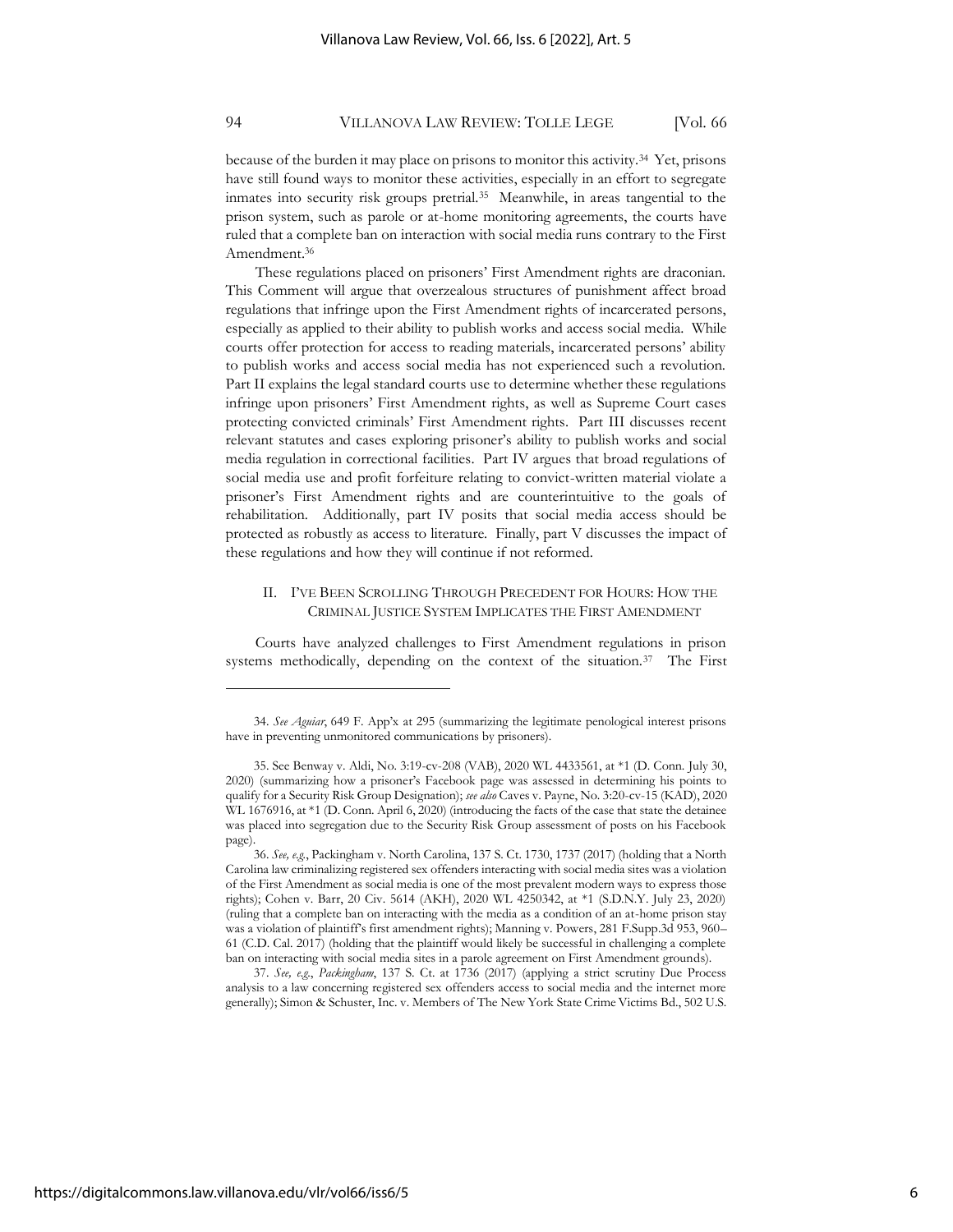because of the burden it may place on prisons to monitor this activity.[34] Yet, prisons have still found ways to monitor these activities, especially in an effort to segregate inmates into security risk groups pretrial.[35] Meanwhile, in areas tangential to the prison system, such as parole or at-home monitoring agreements, the courts have ruled that a complete ban on interaction with social media runs contrary to the First Amendment.[36]

These regulations placed on prisoners' First Amendment rights are draconian. This Comment will argue that overzealous structures of punishment affect broad regulations that infringe upon the First Amendment rights of incarcerated persons, especially as applied to their ability to publish works and access social media. While courts offer protection for access to reading materials, incarcerated persons' ability to publish works and access social media has not experienced such a revolution. Part II explains the legal standard courts use to determine whether these regulations infringe upon prisoners' First Amendment rights, as well as Supreme Court cases protecting convicted criminals' First Amendment rights. Part III discusses recent relevant statutes and cases exploring prisoner's ability to publish works and social media regulation in correctional facilities. Part IV argues that broad regulations of social media use and profit forfeiture relating to convict-written material violate a prisoner's First Amendment rights and are counterintuitive to the goals of rehabilitation. Additionally, part IV posits that social media access should be protected as robustly as access to literature. Finally, part V discusses the impact of these regulations and how they will continue if not reformed.

## II. I'VE BEEN SCROLLING THROUGH PRECEDENT FOR HOURS: HOW THE CRIMINAL JUSTICE SYSTEM IMPLICATES THE FIRST AMENDMENT

Courts have analyzed challenges to First Amendment regulations in prison systems methodically, depending on the context of the situation.[37] The First

---

34. *See Aguiar*, 649 F. App'x at 295 (summarizing the legitimate penological interest prisons have in preventing unmonitored communications by prisoners).

35. See Benway v. Aldi, No. 3:19-cv-208 (VAB), 2020 WL 4433561, at *1 (D. Conn. July 30, 2020) (summarizing how a prisoner's Facebook page was assessed in determining his points to qualify for a Security Risk Group Designation); *see also* Caves v. Payne, No. 3:20-cv-15 (KAD), 2020 WL 1676916, at *1 (D. Conn. April 6, 2020) (introducing the facts of the case that state the detainee was placed into segregation due to the Security Risk Group assessment of posts on his Facebook page).

36. *See, e.g.*, Packingham v. North Carolina, 137 S. Ct. 1730, 1737 (2017) (holding that a North Carolina law criminalizing registered sex offenders interacting with social media sites was a violation of the First Amendment as social media is one of the most prevalent modern ways to express those rights); Cohen v. Barr, 20 Civ. 5614 (AKH), 2020 WL 4250342, at *1 (S.D.N.Y. July 23, 2020) (ruling that a complete ban on interacting with the media as a condition of an at-home prison stay was a violation of plaintiff's first amendment rights); Manning v. Powers, 281 F.Supp.3d 953, 960–61 (C.D. Cal. 2017) (holding that the plaintiff would likely be successful in challenging a complete ban on interacting with social media sites in a parole agreement on First Amendment grounds).

37. *See, e.g.*, *Packingham*, 137 S. Ct. at 1736 (2017) (applying a strict scrutiny Due Process analysis to a law concerning registered sex offenders access to social media and the internet more generally); Simon & Schuster, Inc. v. Members of The New York State Crime Victims Bd., 502 U.S.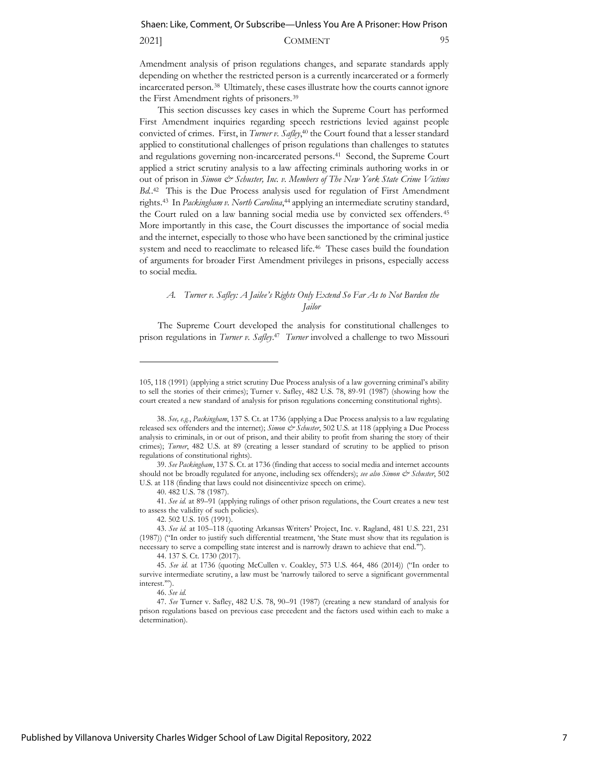Amendment analysis of prison regulations changes, and separate standards apply depending on whether the restricted person is a currently incarcerated or a formerly incarcerated person.[38] Ultimately, these cases illustrate how the courts cannot ignore the First Amendment rights of prisoners.[39]

This section discusses key cases in which the Supreme Court has performed First Amendment inquiries regarding speech restrictions levied against people convicted of crimes. First, in *Turner v. Safley*,[40] the Court found that a lesser standard applied to constitutional challenges of prison regulations than challenges to statutes and regulations governing non-incarcerated persons.[41] Second, the Supreme Court applied a strict scrutiny analysis to a law affecting criminals authoring works in or out of prison in *Simon & Schuster, Inc. v. Members of The New York State Crime Victims Bd.*.[42] This is the Due Process analysis used for regulation of First Amendment rights.[43] In *Packingham v. North Carolina*,[44] applying an intermediate scrutiny standard, the Court ruled on a law banning social media use by convicted sex offenders.[45] More importantly in this case, the Court discusses the importance of social media and the internet, especially to those who have been sanctioned by the criminal justice system and need to reacclimate to released life.[46] These cases build the foundation of arguments for broader First Amendment privileges in prisons, especially access to social media.

### *A. Turner v. Safley: A Jailee's Rights Only Extend So Far As to Not Burden the Jailor*

The Supreme Court developed the analysis for constitutional challenges to prison regulations in *Turner v. Safley*.[47] *Turner* involved a challenge to two Missouri

---

105, 118 (1991) (applying a strict scrutiny Due Process analysis of a law governing criminal's ability to sell the stories of their crimes); Turner v. Safley, 482 U.S. 78, 89-91 (1987) (showing how the court created a new standard of analysis for prison regulations concerning constitutional rights).

38. *See, e.g.*, *Packingham*, 137 S. Ct. at 1736 (applying a Due Process analysis to a law regulating released sex offenders and the internet); *Simon & Schuster*, 502 U.S. at 118 (applying a Due Process analysis to criminals, in or out of prison, and their ability to profit from sharing the story of their crimes); *Turner*, 482 U.S. at 89 (creating a lesser standard of scrutiny to be applied to prison regulations of constitutional rights).

39. *See Packingham*, 137 S. Ct. at 1736 (finding that access to social media and internet accounts should not be broadly regulated for anyone, including sex offenders); *see also Simon & Schuster*, 502 U.S. at 118 (finding that laws could not disincentivize speech on crime).

40. 482 U.S. 78 (1987).

41. *See id.* at 89–91 (applying rulings of other prison regulations, the Court creates a new test to assess the validity of such policies).

42. 502 U.S. 105 (1991).

43. *See id.* at 105–118 (quoting Arkansas Writers' Project, Inc. v. Ragland, 481 U.S. 221, 231 (1987)) ("In order to justify such differential treatment, 'the State must show that its regulation is necessary to serve a compelling state interest and is narrowly drawn to achieve that end.'").

44. 137 S. Ct. 1730 (2017).

45. *See id.* at 1736 (quoting McCullen v. Coakley, 573 U.S. 464, 486 (2014)) ("In order to survive intermediate scrutiny, a law must be 'narrowly tailored to serve a significant governmental interest.'").

46. *See id.*

47. *See* Turner v. Safley, 482 U.S. 78, 90–91 (1987) (creating a new standard of analysis for prison regulations based on previous case precedent and the factors used within each to make a determination).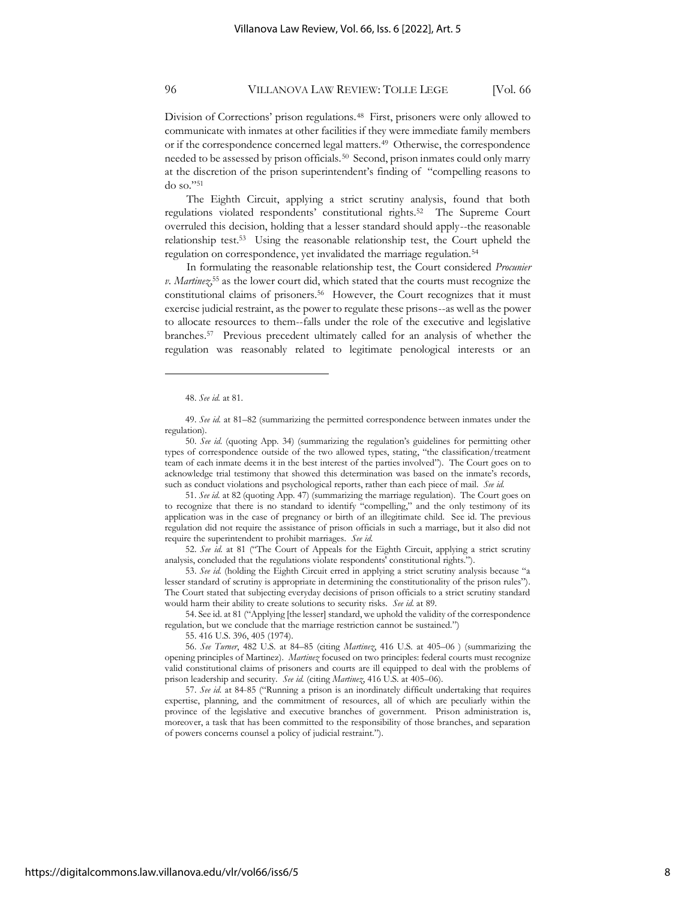Division of Corrections' prison regulations.[48] First, prisoners were only allowed to communicate with inmates at other facilities if they were immediate family members or if the correspondence concerned legal matters.[49] Otherwise, the correspondence needed to be assessed by prison officials.[50] Second, prison inmates could only marry at the discretion of the prison superintendent's finding of "compelling reasons to do so."[51]

The Eighth Circuit, applying a strict scrutiny analysis, found that both regulations violated respondents' constitutional rights.[52] The Supreme Court overruled this decision, holding that a lesser standard should apply--the reasonable relationship test.[53] Using the reasonable relationship test, the Court upheld the regulation on correspondence, yet invalidated the marriage regulation.[54]

In formulating the reasonable relationship test, the Court considered *Procunier v. Martinez*,[55] as the lower court did, which stated that the courts must recognize the constitutional claims of prisoners.[56] However, the Court recognizes that it must exercise judicial restraint, as the power to regulate these prisons--as well as the power to allocate resources to them--falls under the role of the executive and legislative branches.[57] Previous precedent ultimately called for an analysis of whether the regulation was reasonably related to legitimate penological interests or an

---

48. *See id.* at 81.

49. *See id.* at 81–82 (summarizing the permitted correspondence between inmates under the regulation).

50. *See id.* (quoting App. 34) (summarizing the regulation's guidelines for permitting other types of correspondence outside of the two allowed types, stating, "the classification/treatment team of each inmate deems it in the best interest of the parties involved"). The Court goes on to acknowledge trial testimony that showed this determination was based on the inmate's records, such as conduct violations and psychological reports, rather than each piece of mail. *See id.*

51. *See id.* at 82 (quoting App. 47) (summarizing the marriage regulation). The Court goes on to recognize that there is no standard to identify "compelling," and the only testimony of its application was in the case of pregnancy or birth of an illegitimate child. See id. The previous regulation did not require the assistance of prison officials in such a marriage, but it also did not require the superintendent to prohibit marriages. *See id.*

52. *See id.* at 81 ("The Court of Appeals for the Eighth Circuit, applying a strict scrutiny analysis, concluded that the regulations violate respondents' constitutional rights.").

53. *See id.* (holding the Eighth Circuit erred in applying a strict scrutiny analysis because "a lesser standard of scrutiny is appropriate in determining the constitutionality of the prison rules"). The Court stated that subjecting everyday decisions of prison officials to a strict scrutiny standard would harm their ability to create solutions to security risks. *See id.* at 89.

54. See id. at 81 ("Applying [the lesser] standard, we uphold the validity of the correspondence regulation, but we conclude that the marriage restriction cannot be sustained.")

55. 416 U.S. 396, 405 (1974).

56. *See Turner*, 482 U.S. at 84–85 (citing *Martinez*, 416 U.S. at 405–06 ) (summarizing the opening principles of Martinez). *Martinez* focused on two principles: federal courts must recognize valid constitutional claims of prisoners and courts are ill equipped to deal with the problems of prison leadership and security. *See id.* (citing *Martinez*, 416 U.S. at 405–06).

57. *See id.* at 84-85 ("Running a prison is an inordinately difficult undertaking that requires expertise, planning, and the commitment of resources, all of which are peculiarly within the province of the legislative and executive branches of government. Prison administration is, moreover, a task that has been committed to the responsibility of those branches, and separation of powers concerns counsel a policy of judicial restraint.").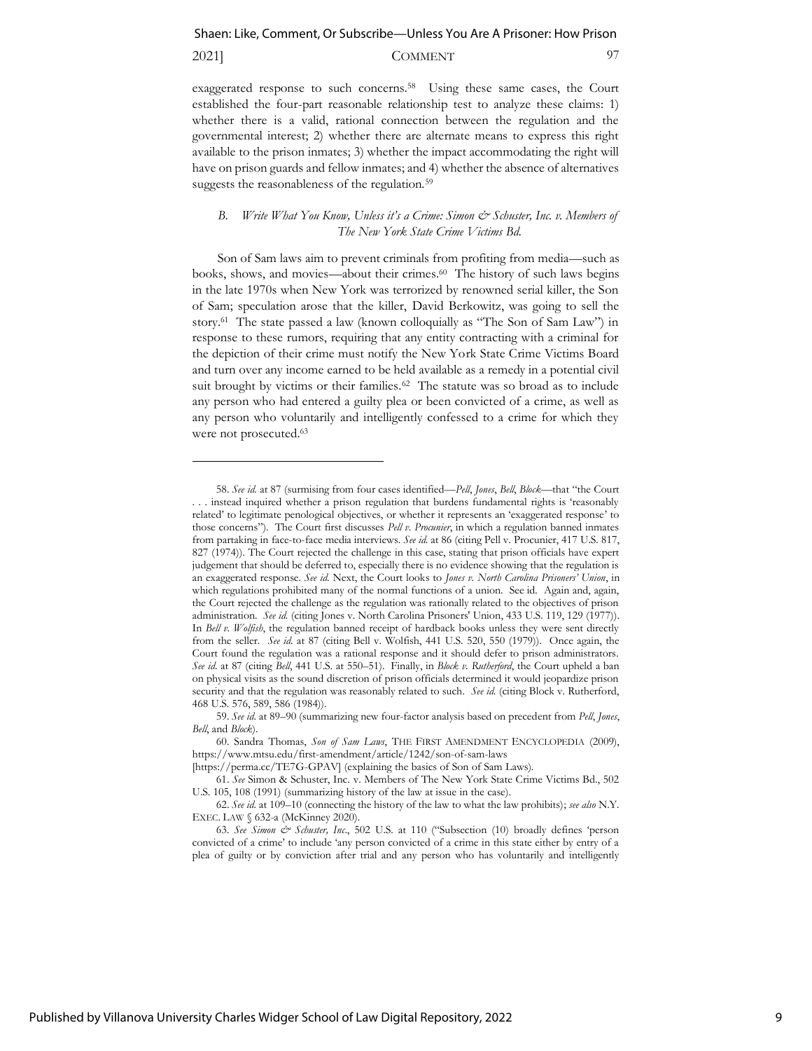exaggerated response to such concerns.[58] Using these same cases, the Court established the four-part reasonable relationship test to analyze these claims: 1) whether there is a valid, rational connection between the regulation and the governmental interest; 2) whether there are alternate means to express this right available to the prison inmates; 3) whether the impact accommodating the right will have on prison guards and fellow inmates; and 4) whether the absence of alternatives suggests the reasonableness of the regulation.[59]

### B. *Write What You Know, Unless it's a Crime: Simon & Schuster, Inc. v. Members of The New York State Crime Victims Bd.*

Son of Sam laws aim to prevent criminals from profiting from media—such as books, shows, and movies—about their crimes.[60] The history of such laws begins in the late 1970s when New York was terrorized by renowned serial killer, the Son of Sam; speculation arose that the killer, David Berkowitz, was going to sell the story.[61] The state passed a law (known colloquially as "The Son of Sam Law") in response to these rumors, requiring that any entity contracting with a criminal for the depiction of their crime must notify the New York State Crime Victims Board and turn over any income earned to be held available as a remedy in a potential civil suit brought by victims or their families.[62] The statute was so broad as to include any person who had entered a guilty plea or been convicted of a crime, as well as any person who voluntarily and intelligently confessed to a crime for which they were not prosecuted.[63]

---

58. *See id.* at 87 (surmising from four cases identified—*Pell*, *Jones*, *Bell*, *Block*—that "the Court . . . instead inquired whether a prison regulation that burdens fundamental rights is 'reasonably related' to legitimate penological objectives, or whether it represents an 'exaggerated response' to those concerns"). The Court first discusses *Pell v. Procunier*, in which a regulation banned inmates from partaking in face-to-face media interviews. *See id.* at 86 (citing Pell v. Procunier, 417 U.S. 817, 827 (1974)). The Court rejected the challenge in this case, stating that prison officials have expert judgement that should be deferred to, especially there is no evidence showing that the regulation is an exaggerated response. *See id.* Next, the Court looks to *Jones v. North Carolina Prisoners' Union*, in which regulations prohibited many of the normal functions of a union. See id. Again and, again, the Court rejected the challenge as the regulation was rationally related to the objectives of prison administration. *See id.* (citing Jones v. North Carolina Prisoners' Union, 433 U.S. 119, 129 (1977)). In *Bell v. Wolfish*, the regulation banned receipt of hardback books unless they were sent directly from the seller. *See id.* at 87 (citing Bell v. Wolfish, 441 U.S. 520, 550 (1979)). Once again, the Court found the regulation was a rational response and it should defer to prison administrators. *See id.* at 87 (citing *Bell*, 441 U.S. at 550–51). Finally, in *Block v. Rutherford*, the Court upheld a ban on physical visits as the sound discretion of prison officials determined it would jeopardize prison security and that the regulation was reasonably related to such. *See id.* (citing Block v. Rutherford, 468 U.S. 576, 589, 586 (1984)).

59. *See id.* at 89–90 (summarizing new four-factor analysis based on precedent from *Pell*, *Jones*, *Bell*, and *Block*).

60. Sandra Thomas, *Son of Sam Laws*, THE FIRST AMENDMENT ENCYCLOPEDIA (2009), https://www.mtsu.edu/first-amendment/article/1242/son-of-sam-laws [https://perma.cc/TE7G-GPAV] (explaining the basics of Son of Sam Laws).

61. *See* Simon & Schuster, Inc. v. Members of The New York State Crime Victims Bd., 502 U.S. 105, 108 (1991) (summarizing history of the law at issue in the case).

62. *See id.* at 109–10 (connecting the history of the law to what the law prohibits); *see also* N.Y. EXEC. LAW § 632-a (McKinney 2020).

63. *See Simon & Schuster, Inc.*, 502 U.S. at 110 ("Subsection (10) broadly defines 'person convicted of a crime' to include 'any person convicted of a crime in this state either by entry of a plea of guilty or by conviction after trial and any person who has voluntarily and intelligently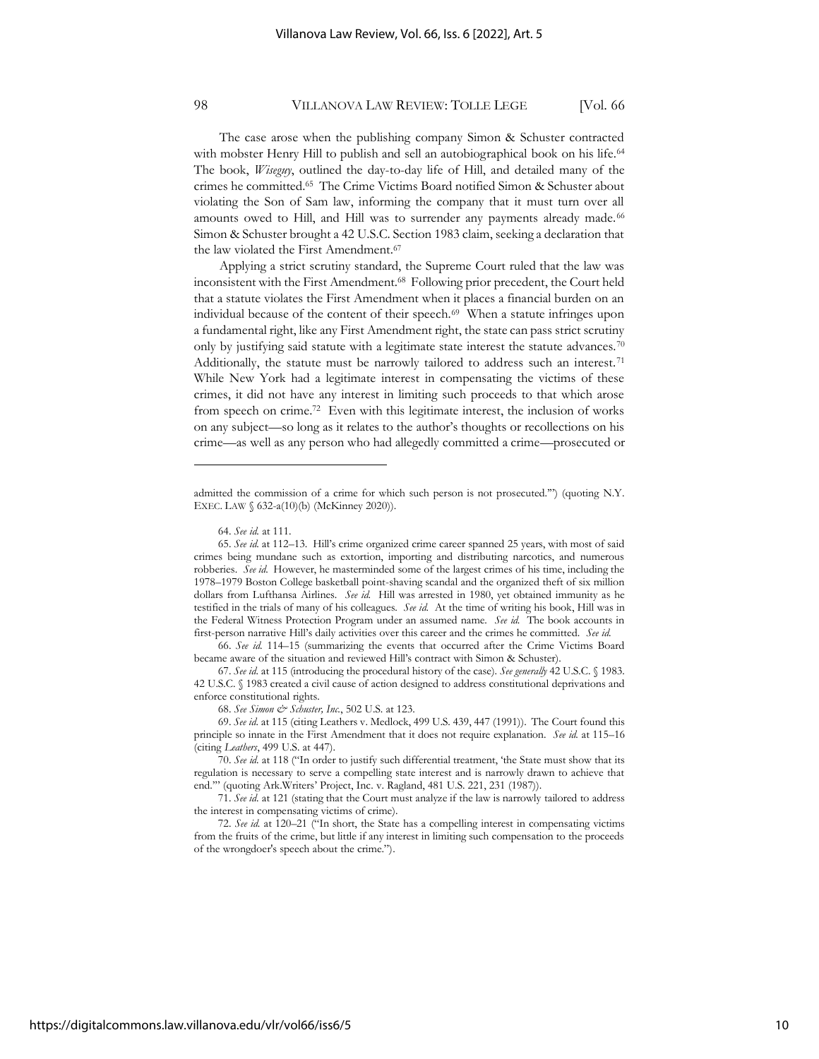The case arose when the publishing company Simon & Schuster contracted with mobster Henry Hill to publish and sell an autobiographical book on his life.[64] The book, *Wiseguy*, outlined the day-to-day life of Hill, and detailed many of the crimes he committed.[65] The Crime Victims Board notified Simon & Schuster about violating the Son of Sam law, informing the company that it must turn over all amounts owed to Hill, and Hill was to surrender any payments already made.[66] Simon & Schuster brought a 42 U.S.C. Section 1983 claim, seeking a declaration that the law violated the First Amendment.[67]

Applying a strict scrutiny standard, the Supreme Court ruled that the law was inconsistent with the First Amendment.[68] Following prior precedent, the Court held that a statute violates the First Amendment when it places a financial burden on an individual because of the content of their speech.[69] When a statute infringes upon a fundamental right, like any First Amendment right, the state can pass strict scrutiny only by justifying said statute with a legitimate state interest the statute advances.[70] Additionally, the statute must be narrowly tailored to address such an interest.[71] While New York had a legitimate interest in compensating the victims of these crimes, it did not have any interest in limiting such proceeds to that which arose from speech on crime.[72] Even with this legitimate interest, the inclusion of works on any subject—so long as it relates to the author's thoughts or recollections on his crime—as well as any person who had allegedly committed a crime—prosecuted or

---

admitted the commission of a crime for which such person is not prosecuted.'") (quoting N.Y. EXEC. LAW § 632-a(10)(b) (McKinney 2020)).

64. *See id.* at 111.

65. *See id.* at 112–13. Hill's crime organized crime career spanned 25 years, with most of said crimes being mundane such as extortion, importing and distributing narcotics, and numerous robberies. *See id.* However, he masterminded some of the largest crimes of his time, including the 1978–1979 Boston College basketball point-shaving scandal and the organized theft of six million dollars from Lufthansa Airlines. *See id.* Hill was arrested in 1980, yet obtained immunity as he testified in the trials of many of his colleagues. *See id.* At the time of writing his book, Hill was in the Federal Witness Protection Program under an assumed name. *See id.* The book accounts in first-person narrative Hill's daily activities over this career and the crimes he committed. *See id.*

66. *See id.* 114–15 (summarizing the events that occurred after the Crime Victims Board became aware of the situation and reviewed Hill's contract with Simon & Schuster).

67. *See id.* at 115 (introducing the procedural history of the case). *See generally* 42 U.S.C. § 1983. 42 U.S.C. § 1983 created a civil cause of action designed to address constitutional deprivations and enforce constitutional rights.

68. *See Simon & Schuster, Inc.*, 502 U.S. at 123.

69. *See id.* at 115 (citing Leathers v. Medlock, 499 U.S. 439, 447 (1991)). The Court found this principle so innate in the First Amendment that it does not require explanation. *See id.* at 115–16 (citing *Leathers*, 499 U.S. at 447).

70. *See id.* at 118 ("In order to justify such differential treatment, 'the State must show that its regulation is necessary to serve a compelling state interest and is narrowly drawn to achieve that end.'" (quoting Ark.Writers' Project, Inc. v. Ragland, 481 U.S. 221, 231 (1987)).

71. *See id.* at 121 (stating that the Court must analyze if the law is narrowly tailored to address the interest in compensating victims of crime).

72. *See id.* at 120–21 ("In short, the State has a compelling interest in compensating victims from the fruits of the crime, but little if any interest in limiting such compensation to the proceeds of the wrongdoer's speech about the crime.").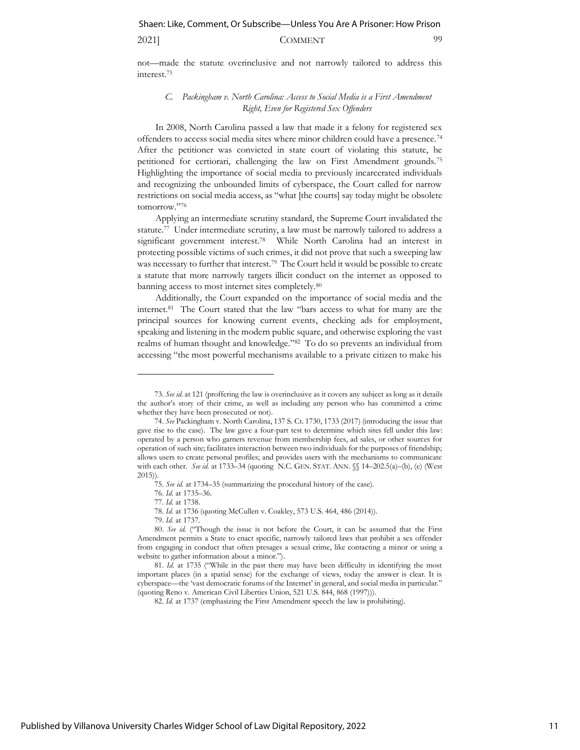not—made the statute overinclusive and not narrowly tailored to address this interest.[73]

### *C. Packingham v. North Carolina: Access to Social Media is a First Amendment Right, Even for Registered Sex Offenders*

In 2008, North Carolina passed a law that made it a felony for registered sex offenders to access social media sites where minor children could have a presence.[74] After the petitioner was convicted in state court of violating this statute, he petitioned for certiorari, challenging the law on First Amendment grounds.[75] Highlighting the importance of social media to previously incarcerated individuals and recognizing the unbounded limits of cyberspace, the Court called for narrow restrictions on social media access, as "what [the courts] say today might be obsolete tomorrow."[76]

Applying an intermediate scrutiny standard, the Supreme Court invalidated the statute.[77] Under intermediate scrutiny, a law must be narrowly tailored to address a significant government interest.[78] While North Carolina had an interest in protecting possible victims of such crimes, it did not prove that such a sweeping law was necessary to further that interest.[79] The Court held it would be possible to create a statute that more narrowly targets illicit conduct on the internet as opposed to banning access to most internet sites completely.[80]

Additionally, the Court expanded on the importance of social media and the internet.[81] The Court stated that the law "bars access to what for many are the principal sources for knowing current events, checking ads for employment, speaking and listening in the modern public square, and otherwise exploring the vast realms of human thought and knowledge."[82] To do so prevents an individual from accessing "the most powerful mechanisms available to a private citizen to make his

---

73. *See id.* at 121 (proffering the law is overinclusive as it covers any subject as long as it details the author's story of their crime, as well as including any person who has committed a crime whether they have been prosecuted or not).

74. *See* Packingham v. North Carolina, 137 S. Ct. 1730, 1733 (2017) (introducing the issue that gave rise to the case). The law gave a four-part test to determine which sites fell under this law: operated by a person who garners revenue from membership fees, ad sales, or other sources for operation of such site; facilitates interaction between two individuals for the purposes of friendship; allows users to create personal profiles; and provides users with the mechanisms to communicate with each other. *See id.* at 1733–34 (quoting N.C. GEN. STAT. ANN. §§ 14–202.5(a)–(b), (e) (West 2015)).

75. *See id.* at 1734–35 (summarizing the procedural history of the case).

76. *Id.* at 1735–36.

77. *Id.* at 1738.

78. *Id.* at 1736 (quoting McCullen v. Coakley, 573 U.S. 464, 486 (2014)).

79. *Id.* at 1737.

80. *See id.* ("Though the issue is not before the Court, it can be assumed that the First Amendment permits a State to enact specific, narrowly tailored laws that prohibit a sex offender from engaging in conduct that often presages a sexual crime, like contacting a minor or using a website to gather information about a minor.").

81. *Id.* at 1735 ("While in the past there may have been difficulty in identifying the most important places (in a spatial sense) for the exchange of views, today the answer is clear. It is cyberspace—the 'vast democratic forums of the Internet' in general, and social media in particular." (quoting Reno v. American Civil Liberties Union, 521 U.S. 844, 868 (1997))).

82. *Id.* at 1737 (emphasizing the First Amendment speech the law is prohibiting).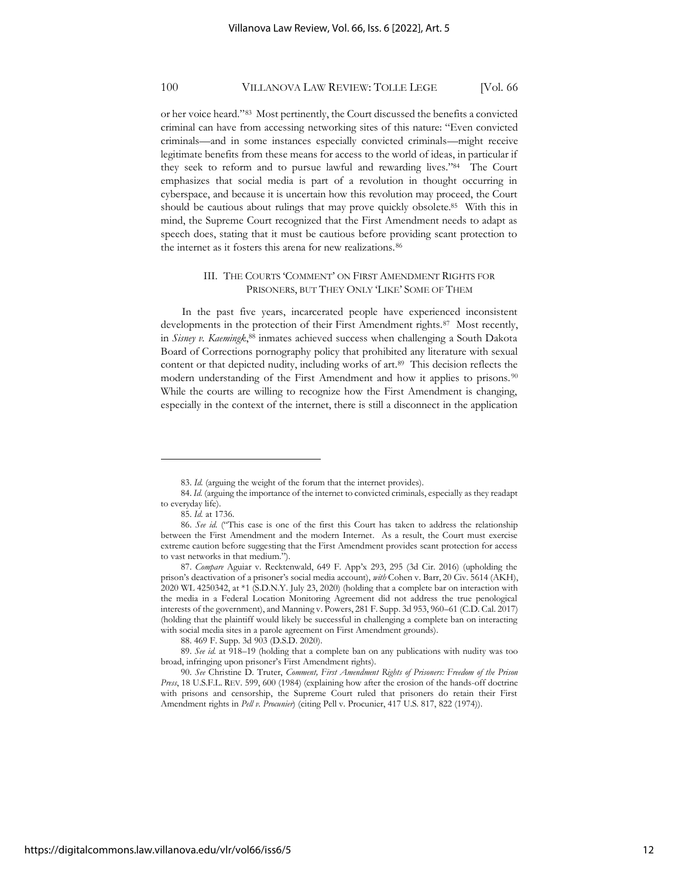or her voice heard."[83] Most pertinently, the Court discussed the benefits a convicted criminal can have from accessing networking sites of this nature: "Even convicted criminals—and in some instances especially convicted criminals—might receive legitimate benefits from these means for access to the world of ideas, in particular if they seek to reform and to pursue lawful and rewarding lives."[84] The Court emphasizes that social media is part of a revolution in thought occurring in cyberspace, and because it is uncertain how this revolution may proceed, the Court should be cautious about rulings that may prove quickly obsolete.[85] With this in mind, the Supreme Court recognized that the First Amendment needs to adapt as speech does, stating that it must be cautious before providing scant protection to the internet as it fosters this arena for new realizations.[86]

## III. THE COURTS 'COMMENT' ON FIRST AMENDMENT RIGHTS FOR PRISONERS, BUT THEY ONLY 'LIKE' SOME OF THEM

In the past five years, incarcerated people have experienced inconsistent developments in the protection of their First Amendment rights.[87] Most recently, in *Sisney v. Kaemingk*,[88] inmates achieved success when challenging a South Dakota Board of Corrections pornography policy that prohibited any literature with sexual content or that depicted nudity, including works of art.[89] This decision reflects the modern understanding of the First Amendment and how it applies to prisons.[90] While the courts are willing to recognize how the First Amendment is changing, especially in the context of the internet, there is still a disconnect in the application

---

83. *Id.* (arguing the weight of the forum that the internet provides).

84. *Id.* (arguing the importance of the internet to convicted criminals, especially as they readapt to everyday life).

85. *Id.* at 1736.

86. *See id.* ("This case is one of the first this Court has taken to address the relationship between the First Amendment and the modern Internet. As a result, the Court must exercise extreme caution before suggesting that the First Amendment provides scant protection for access to vast networks in that medium.").

87. *Compare* Aguiar v. Recktenwald, 649 F. App'x 293, 295 (3d Cir. 2016) (upholding the prison's deactivation of a prisoner's social media account), *with* Cohen v. Barr, 20 Civ. 5614 (AKH), 2020 WL 4250342, at *1 (S.D.N.Y. July 23, 2020) (holding that a complete bar on interaction with the media in a Federal Location Monitoring Agreement did not address the true penological interests of the government), and Manning v. Powers, 281 F. Supp. 3d 953, 960–61 (C.D. Cal. 2017) (holding that the plaintiff would likely be successful in challenging a complete ban on interacting with social media sites in a parole agreement on First Amendment grounds).

88. 469 F. Supp. 3d 903 (D.S.D. 2020).

89. *See id.* at 918–19 (holding that a complete ban on any publications with nudity was too broad, infringing upon prisoner's First Amendment rights).

90. *See* Christine D. Truter, *Comment, First Amendment Rights of Prisoners: Freedom of the Prison Press*, 18 U.S.F.L. REV. 599, 600 (1984) (explaining how after the erosion of the hands-off doctrine with prisons and censorship, the Supreme Court ruled that prisoners do retain their First Amendment rights in *Pell v. Procunier*) (citing Pell v. Procunier, 417 U.S. 817, 822 (1974)).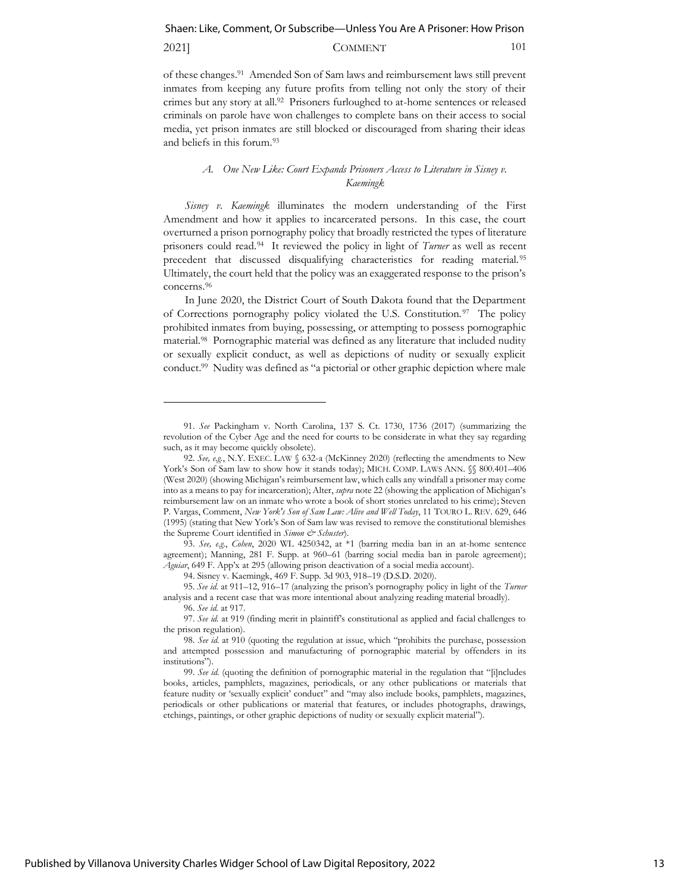of these changes.[91] Amended Son of Sam laws and reimbursement laws still prevent inmates from keeping any future profits from telling not only the story of their crimes but any story at all.[92] Prisoners furloughed to at-home sentences or released criminals on parole have won challenges to complete bans on their access to social media, yet prison inmates are still blocked or discouraged from sharing their ideas and beliefs in this forum.[93]

### *A. One New Like: Court Expands Prisoners Access to Literature in Sisney v. Kaemingk*

*Sisney v. Kaemingk* illuminates the modern understanding of the First Amendment and how it applies to incarcerated persons. In this case, the court overturned a prison pornography policy that broadly restricted the types of literature prisoners could read.[94] It reviewed the policy in light of *Turner* as well as recent precedent that discussed disqualifying characteristics for reading material.[95] Ultimately, the court held that the policy was an exaggerated response to the prison's concerns.[96]

In June 2020, the District Court of South Dakota found that the Department of Corrections pornography policy violated the U.S. Constitution.[97] The policy prohibited inmates from buying, possessing, or attempting to possess pornographic material.[98] Pornographic material was defined as any literature that included nudity or sexually explicit conduct, as well as depictions of nudity or sexually explicit conduct.[99] Nudity was defined as "a pictorial or other graphic depiction where male

---

91. *See* Packingham v. North Carolina, 137 S. Ct. 1730, 1736 (2017) (summarizing the revolution of the Cyber Age and the need for courts to be considerate in what they say regarding such, as it may become quickly obsolete).

92. *See, e.g.*, N.Y. EXEC. LAW § 632-a (McKinney 2020) (reflecting the amendments to New York's Son of Sam law to show how it stands today); MICH. COMP. LAWS ANN. §§ 800.401–406 (West 2020) (showing Michigan's reimbursement law, which calls any windfall a prisoner may come into as a means to pay for incarceration); Alter, *supra* note 22 (showing the application of Michigan's reimbursement law on an inmate who wrote a book of short stories unrelated to his crime); Steven P. Vargas, Comment, *New York's Son of Sam Law: Alive and Well Today*, 11 TOURO L. REV. 629, 646 (1995) (stating that New York's Son of Sam law was revised to remove the constitutional blemishes the Supreme Court identified in *Simon & Schuster*).

93. *See, e.g.*, *Cohen*, 2020 WL 4250342, at *1 (barring media ban in an at-home sentence agreement); Manning, 281 F. Supp. at 960–61 (barring social media ban in parole agreement); *Aguiar*, 649 F. App'x at 295 (allowing prison deactivation of a social media account).

94. Sisney v. Kaemingk, 469 F. Supp. 3d 903, 918–19 (D.S.D. 2020).

95. *See id.* at 911–12, 916–17 (analyzing the prison's pornography policy in light of the *Turner* analysis and a recent case that was more intentional about analyzing reading material broadly).

96. *See id.* at 917.

97. *See id.* at 919 (finding merit in plaintiff's constitutional as applied and facial challenges to the prison regulation).

98. *See id.* at 910 (quoting the regulation at issue, which "prohibits the purchase, possession and attempted possession and manufacturing of pornographic material by offenders in its institutions").

99. *See id.* (quoting the definition of pornographic material in the regulation that "[i]ncludes books, articles, pamphlets, magazines, periodicals, or any other publications or materials that feature nudity or 'sexually explicit' conduct" and "may also include books, pamphlets, magazines, periodicals or other publications or material that features, or includes photographs, drawings, etchings, paintings, or other graphic depictions of nudity or sexually explicit material").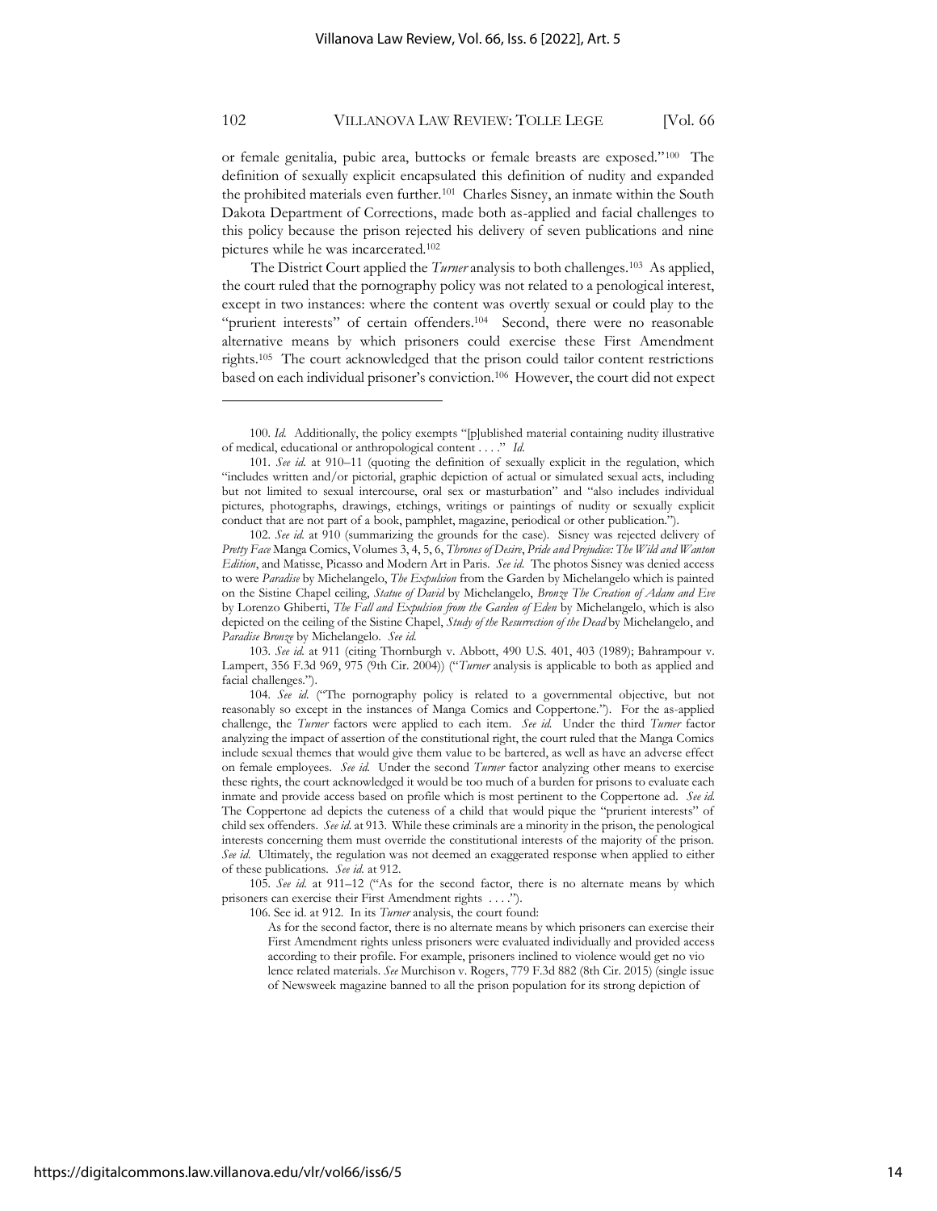or female genitalia, pubic area, buttocks or female breasts are exposed."[100] The definition of sexually explicit encapsulated this definition of nudity and expanded the prohibited materials even further.[101] Charles Sisney, an inmate within the South Dakota Department of Corrections, made both as-applied and facial challenges to this policy because the prison rejected his delivery of seven publications and nine pictures while he was incarcerated.[102]

The District Court applied the *Turner* analysis to both challenges.[103] As applied, the court ruled that the pornography policy was not related to a penological interest, except in two instances: where the content was overtly sexual or could play to the "prurient interests" of certain offenders.[104] Second, there were no reasonable alternative means by which prisoners could exercise these First Amendment rights.[105] The court acknowledged that the prison could tailor content restrictions based on each individual prisoner's conviction.[106] However, the court did not expect

---

100. *Id.* Additionally, the policy exempts "[p]ublished material containing nudity illustrative of medical, educational or anthropological content . . . ." *Id.*

101. *See id.* at 910–11 (quoting the definition of sexually explicit in the regulation, which "includes written and/or pictorial, graphic depiction of actual or simulated sexual acts, including but not limited to sexual intercourse, oral sex or masturbation" and "also includes individual pictures, photographs, drawings, etchings, writings or paintings of nudity or sexually explicit conduct that are not part of a book, pamphlet, magazine, periodical or other publication.").

102. *See id.* at 910 (summarizing the grounds for the case). Sisney was rejected delivery of *Pretty Face* Manga Comics, Volumes 3, 4, 5, 6, *Thrones of Desire*, *Pride and Prejudice: The Wild and Wanton Edition*, and Matisse, Picasso and Modern Art in Paris. *See id.* The photos Sisney was denied access to were *Paradise* by Michelangelo, *The Expulsion* from the Garden by Michelangelo which is painted on the Sistine Chapel ceiling, *Statue of David* by Michelangelo, *Bronze The Creation of Adam and Eve* by Lorenzo Ghiberti, *The Fall and Expulsion from the Garden of Eden* by Michelangelo, which is also depicted on the ceiling of the Sistine Chapel, *Study of the Resurrection of the Dead* by Michelangelo, and *Paradise Bronze* by Michelangelo. *See id.*

103. *See id.* at 911 (citing Thornburgh v. Abbott, 490 U.S. 401, 403 (1989); Bahrampour v. Lampert, 356 F.3d 969, 975 (9th Cir. 2004)) ("*Turner* analysis is applicable to both as applied and facial challenges.").

104. *See id.* ("The pornography policy is related to a governmental objective, but not reasonably so except in the instances of Manga Comics and Coppertone."). For the as-applied challenge, the *Turner* factors were applied to each item. *See id.* Under the third *Turner* factor analyzing the impact of assertion of the constitutional right, the court ruled that the Manga Comics include sexual themes that would give them value to be bartered, as well as have an adverse effect on female employees. *See id.* Under the second *Turner* factor analyzing other means to exercise these rights, the court acknowledged it would be too much of a burden for prisons to evaluate each inmate and provide access based on profile which is most pertinent to the Coppertone ad. *See id.* The Coppertone ad depicts the cuteness of a child that would pique the "prurient interests" of child sex offenders. *See id.* at 913. While these criminals are a minority in the prison, the penological interests concerning them must override the constitutional interests of the majority of the prison. *See id.* Ultimately, the regulation was not deemed an exaggerated response when applied to either of these publications. *See id.* at 912.

105. *See id.* at 911–12 ("As for the second factor, there is no alternate means by which prisoners can exercise their First Amendment rights . . . .").

106. See id. at 912. In its *Turner* analysis, the court found:

> As for the second factor, there is no alternate means by which prisoners can exercise their First Amendment rights unless prisoners were evaluated individually and provided access according to their profile. For example, prisoners inclined to violence would get no violence related materials. *See* Murchison v. Rogers, 779 F.3d 882 (8th Cir. 2015) (single issue of Newsweek magazine banned to all the prison population for its strong depiction of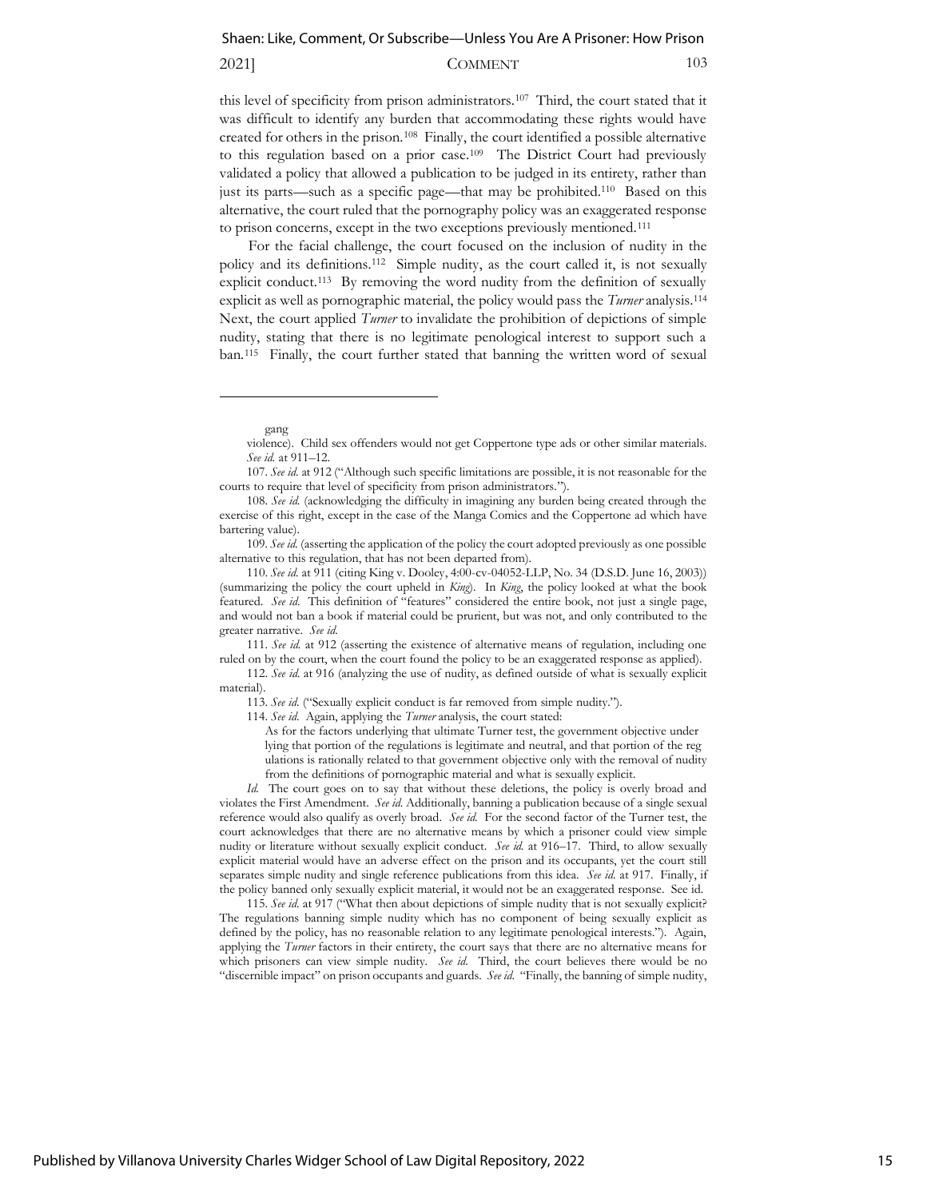this level of specificity from prison administrators.[107] Third, the court stated that it was difficult to identify any burden that accommodating these rights would have created for others in the prison.[108] Finally, the court identified a possible alternative to this regulation based on a prior case.[109] The District Court had previously validated a policy that allowed a publication to be judged in its entirety, rather than just its parts—such as a specific page—that may be prohibited.[110] Based on this alternative, the court ruled that the pornography policy was an exaggerated response to prison concerns, except in the two exceptions previously mentioned.[111]

For the facial challenge, the court focused on the inclusion of nudity in the policy and its definitions.[112] Simple nudity, as the court called it, is not sexually explicit conduct.[113] By removing the word nudity from the definition of sexually explicit as well as pornographic material, the policy would pass the *Turner* analysis.[114] Next, the court applied *Turner* to invalidate the prohibition of depictions of simple nudity, stating that there is no legitimate penological interest to support such a ban.[115] Finally, the court further stated that banning the written word of sexual

---

gang violence). Child sex offenders would not get Coppertone type ads or other similar materials. *See id.* at 911–12.

107. *See id.* at 912 ("Although such specific limitations are possible, it is not reasonable for the courts to require that level of specificity from prison administrators.").

108. *See id.* (acknowledging the difficulty in imagining any burden being created through the exercise of this right, except in the case of the Manga Comics and the Coppertone ad which have bartering value).

109. *See id.* (asserting the application of the policy the court adopted previously as one possible alternative to this regulation, that has not been departed from).

110. *See id.* at 911 (citing King v. Dooley, 4:00-cv-04052-LLP, No. 34 (D.S.D. June 16, 2003)) (summarizing the policy the court upheld in *King*). In *King*, the policy looked at what the book featured. *See id.* This definition of "features" considered the entire book, not just a single page, and would not ban a book if material could be prurient, but was not, and only contributed to the greater narrative. *See id.*

111. *See id.* at 912 (asserting the existence of alternative means of regulation, including one ruled on by the court, when the court found the policy to be an exaggerated response as applied).

112. *See id.* at 916 (analyzing the use of nudity, as defined outside of what is sexually explicit material).

113. *See id.* ("Sexually explicit conduct is far removed from simple nudity.").

114. *See id.* Again, applying the *Turner* analysis, the court stated:

> As for the factors underlying that ultimate Turner test, the government objective under lying that portion of the regulations is legitimate and neutral, and that portion of the reg ulations is rationally related to that government objective only with the removal of nudity from the definitions of pornographic material and what is sexually explicit.

*Id.* The court goes on to say that without these deletions, the policy is overly broad and violates the First Amendment. *See id.* Additionally, banning a publication because of a single sexual reference would also qualify as overly broad. *See id.* For the second factor of the Turner test, the court acknowledges that there are no alternative means by which a prisoner could view simple nudity or literature without sexually explicit conduct. *See id.* at 916–17. Third, to allow sexually explicit material would have an adverse effect on the prison and its occupants, yet the court still separates simple nudity and single reference publications from this idea. *See id.* at 917. Finally, if the policy banned only sexually explicit material, it would not be an exaggerated response. See id.

115. *See id.* at 917 ("What then about depictions of simple nudity that is not sexually explicit? The regulations banning simple nudity which has no component of being sexually explicit as defined by the policy, has no reasonable relation to any legitimate penological interests."). Again, applying the *Turner* factors in their entirety, the court says that there are no alternative means for which prisoners can view simple nudity. *See id.* Third, the court believes there would be no "discernible impact" on prison occupants and guards. *See id.* "Finally, the banning of simple nudity,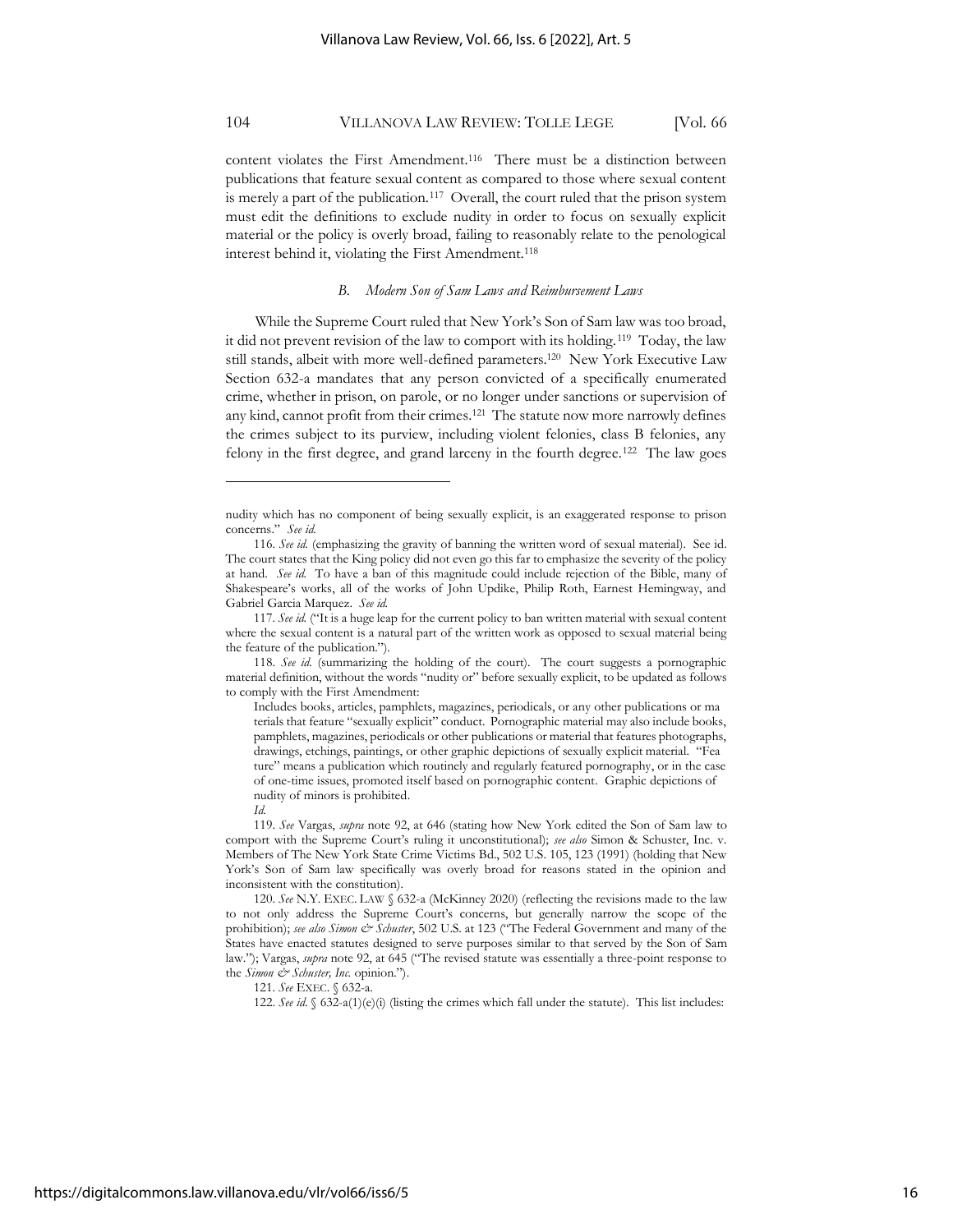content violates the First Amendment.[116] There must be a distinction between publications that feature sexual content as compared to those where sexual content is merely a part of the publication.[117] Overall, the court ruled that the prison system must edit the definitions to exclude nudity in order to focus on sexually explicit material or the policy is overly broad, failing to reasonably relate to the penological interest behind it, violating the First Amendment.[118]

### *B. Modern Son of Sam Laws and Reimbursement Laws*

While the Supreme Court ruled that New York's Son of Sam law was too broad, it did not prevent revision of the law to comport with its holding.[119] Today, the law still stands, albeit with more well-defined parameters.[120] New York Executive Law Section 632-a mandates that any person convicted of a specifically enumerated crime, whether in prison, on parole, or no longer under sanctions or supervision of any kind, cannot profit from their crimes.[121] The statute now more narrowly defines the crimes subject to its purview, including violent felonies, class B felonies, any felony in the first degree, and grand larceny in the fourth degree.[122] The law goes

---

nudity which has no component of being sexually explicit, is an exaggerated response to prison concerns." *See id.*

116. *See id.* (emphasizing the gravity of banning the written word of sexual material). See id. The court states that the King policy did not even go this far to emphasize the severity of the policy at hand. *See id.* To have a ban of this magnitude could include rejection of the Bible, many of Shakespeare's works, all of the works of John Updike, Philip Roth, Earnest Hemingway, and Gabriel Garcia Marquez. *See id.*

117. *See id.* ("It is a huge leap for the current policy to ban written material with sexual content where the sexual content is a natural part of the written work as opposed to sexual material being the feature of the publication.").

118. *See id.* (summarizing the holding of the court). The court suggests a pornographic material definition, without the words "nudity or" before sexually explicit, to be updated as follows to comply with the First Amendment:

> Includes books, articles, pamphlets, magazines, periodicals, or any other publications or materials that feature "sexually explicit" conduct. Pornographic material may also include books, pamphlets, magazines, periodicals or other publications or material that features photographs, drawings, etchings, paintings, or other graphic depictions of sexually explicit material. "Feature" means a publication which routinely and regularly featured pornography, or in the case of one-time issues, promoted itself based on pornographic content. Graphic depictions of nudity of minors is prohibited.
>
> *Id.*

119. *See* Vargas, *supra* note 92, at 646 (stating how New York edited the Son of Sam law to comport with the Supreme Court's ruling it unconstitutional); *see also* Simon & Schuster, Inc. v. Members of The New York State Crime Victims Bd., 502 U.S. 105, 123 (1991) (holding that New York's Son of Sam law specifically was overly broad for reasons stated in the opinion and inconsistent with the constitution).

120. *See* N.Y. EXEC. LAW § 632-a (McKinney 2020) (reflecting the revisions made to the law to not only address the Supreme Court's concerns, but generally narrow the scope of the prohibition); *see also Simon & Schuster*, 502 U.S. at 123 ("The Federal Government and many of the States have enacted statutes designed to serve purposes similar to that served by the Son of Sam law."); Vargas, *supra* note 92, at 645 ("The revised statute was essentially a three-point response to the *Simon & Schuster, Inc.* opinion.").

121. *See* EXEC. § 632-a.

122. *See id.* § 632-a(1)(e)(i) (listing the crimes which fall under the statute). This list includes: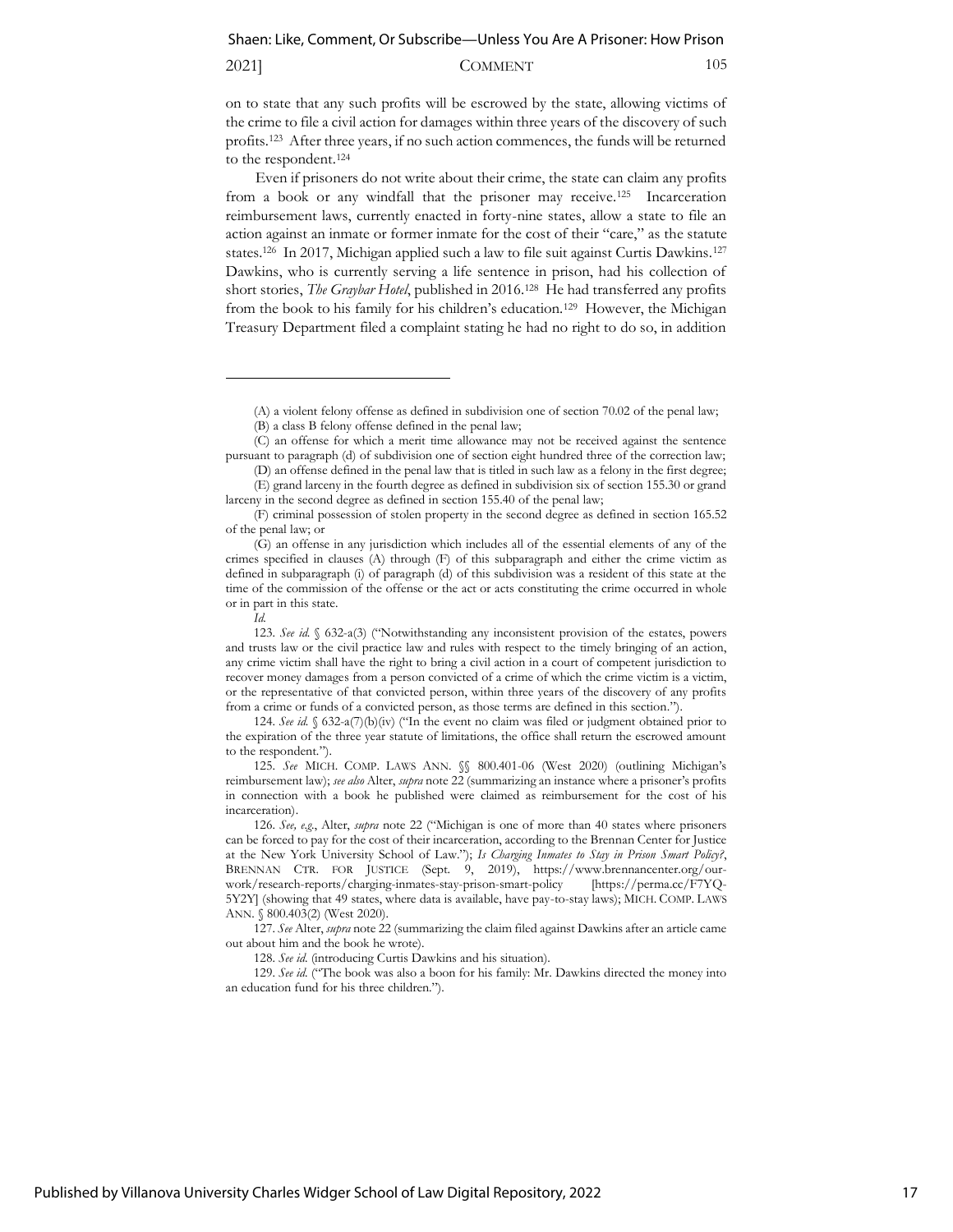on to state that any such profits will be escrowed by the state, allowing victims of the crime to file a civil action for damages within three years of the discovery of such profits.[123] After three years, if no such action commences, the funds will be returned to the respondent.[124]

Even if prisoners do not write about their crime, the state can claim any profits from a book or any windfall that the prisoner may receive.[125] Incarceration reimbursement laws, currently enacted in forty-nine states, allow a state to file an action against an inmate or former inmate for the cost of their "care," as the statute states.[126] In 2017, Michigan applied such a law to file suit against Curtis Dawkins.[127] Dawkins, who is currently serving a life sentence in prison, had his collection of short stories, *The Graybar Hotel*, published in 2016.[128] He had transferred any profits from the book to his family for his children's education.[129] However, the Michigan Treasury Department filed a complaint stating he had no right to do so, in addition

---

(A) a violent felony offense as defined in subdivision one of section 70.02 of the penal law;

(B) a class B felony offense defined in the penal law;

(C) an offense for which a merit time allowance may not be received against the sentence pursuant to paragraph (d) of subdivision one of section eight hundred three of the correction law;

(D) an offense defined in the penal law that is titled in such law as a felony in the first degree;

(E) grand larceny in the fourth degree as defined in subdivision six of section 155.30 or grand larceny in the second degree as defined in section 155.40 of the penal law;

(F) criminal possession of stolen property in the second degree as defined in section 165.52 of the penal law; or

(G) an offense in any jurisdiction which includes all of the essential elements of any of the crimes specified in clauses (A) through (F) of this subparagraph and either the crime victim as defined in subparagraph (i) of paragraph (d) of this subdivision was a resident of this state at the time of the commission of the offense or the act or acts constituting the crime occurred in whole or in part in this state.

*Id.*

123. *See id.* § 632-a(3) ("Notwithstanding any inconsistent provision of the estates, powers and trusts law or the civil practice law and rules with respect to the timely bringing of an action, any crime victim shall have the right to bring a civil action in a court of competent jurisdiction to recover money damages from a person convicted of a crime of which the crime victim is a victim, or the representative of that convicted person, within three years of the discovery of any profits from a crime or funds of a convicted person, as those terms are defined in this section.").

124. *See id.* § 632-a(7)(b)(iv) ("In the event no claim was filed or judgment obtained prior to the expiration of the three year statute of limitations, the office shall return the escrowed amount to the respondent.").

125. *See* MICH. COMP. LAWS ANN. §§ 800.401-06 (West 2020) (outlining Michigan's reimbursement law); *see also* Alter, *supra* note 22 (summarizing an instance where a prisoner's profits in connection with a book he published were claimed as reimbursement for the cost of his incarceration).

126. *See, e.g.*, Alter, *supra* note 22 ("Michigan is one of more than 40 states where prisoners can be forced to pay for the cost of their incarceration, according to the Brennan Center for Justice at the New York University School of Law."); *Is Charging Inmates to Stay in Prison Smart Policy?*, BRENNAN CTR. FOR JUSTICE (Sept. 9, 2019), https://www.brennancenter.org/our-work/research-reports/charging-inmates-stay-prison-smart-policy [https://perma.cc/F7YQ-5Y2Y] (showing that 49 states, where data is available, have pay-to-stay laws); MICH. COMP. LAWS ANN. § 800.403(2) (West 2020).

127. *See* Alter, *supra* note 22 (summarizing the claim filed against Dawkins after an article came out about him and the book he wrote).

128. *See id.* (introducing Curtis Dawkins and his situation).

129. *See id.* ("The book was also a boon for his family: Mr. Dawkins directed the money into an education fund for his three children.").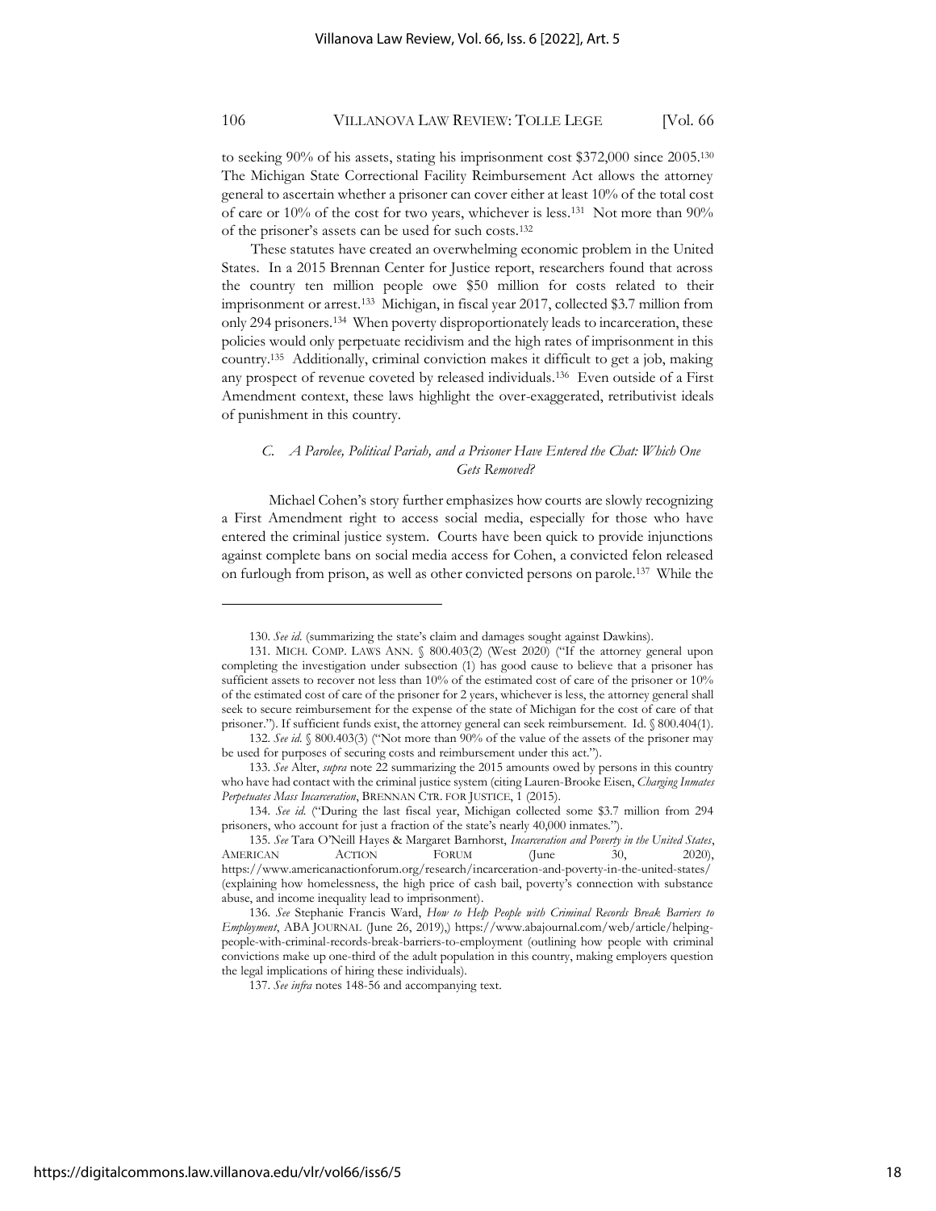to seeking 90% of his assets, stating his imprisonment cost $372,000 since 2005.[130] The Michigan State Correctional Facility Reimbursement Act allows the attorney general to ascertain whether a prisoner can cover either at least 10% of the total cost of care or 10% of the cost for two years, whichever is less.[131] Not more than 90% of the prisoner's assets can be used for such costs.[132]

These statutes have created an overwhelming economic problem in the United States. In a 2015 Brennan Center for Justice report, researchers found that across the country ten million people owe $50 million for costs related to their imprisonment or arrest.[133] Michigan, in fiscal year 2017, collected $3.7 million from only 294 prisoners.[134] When poverty disproportionately leads to incarceration, these policies would only perpetuate recidivism and the high rates of imprisonment in this country.[135] Additionally, criminal conviction makes it difficult to get a job, making any prospect of revenue coveted by released individuals.[136] Even outside of a First Amendment context, these laws highlight the over-exaggerated, retributivist ideals of punishment in this country.

### *C. A Parolee, Political Pariah, and a Prisoner Have Entered the Chat: Which One Gets Removed?*

Michael Cohen's story further emphasizes how courts are slowly recognizing a First Amendment right to access social media, especially for those who have entered the criminal justice system. Courts have been quick to provide injunctions against complete bans on social media access for Cohen, a convicted felon released on furlough from prison, as well as other convicted persons on parole.[137] While the

---

130. *See id.* (summarizing the state's claim and damages sought against Dawkins).

131. MICH. COMP. LAWS ANN. § 800.403(2) (West 2020) ("If the attorney general upon completing the investigation under subsection (1) has good cause to believe that a prisoner has sufficient assets to recover not less than 10% of the estimated cost of care of the prisoner or 10% of the estimated cost of care of the prisoner for 2 years, whichever is less, the attorney general shall seek to secure reimbursement for the expense of the state of Michigan for the cost of care of that prisoner."). If sufficient funds exist, the attorney general can seek reimbursement. Id. § 800.404(1).

132. *See id.* § 800.403(3) ("Not more than 90% of the value of the assets of the prisoner may be used for purposes of securing costs and reimbursement under this act.").

133. *See* Alter, *supra* note 22 summarizing the 2015 amounts owed by persons in this country who have had contact with the criminal justice system (citing Lauren-Brooke Eisen, *Charging Inmates Perpetuates Mass Incarceration*, BRENNAN CTR. FOR JUSTICE, 1 (2015).

134. *See id.* ("During the last fiscal year, Michigan collected some $3.7 million from 294 prisoners, who account for just a fraction of the state's nearly 40,000 inmates.").

135. *See* Tara O'Neill Hayes & Margaret Barnhorst, *Incarceration and Poverty in the United States*, AMERICAN ACTION FORUM (June 30, 2020), https://www.americanactionforum.org/research/incarceration-and-poverty-in-the-united-states/ (explaining how homelessness, the high price of cash bail, poverty's connection with substance abuse, and income inequality lead to imprisonment).

136. *See* Stephanie Francis Ward, *How to Help People with Criminal Records Break Barriers to Employment*, ABA JOURNAL (June 26, 2019),) https://www.abajournal.com/web/article/helping-people-with-criminal-records-break-barriers-to-employment (outlining how people with criminal convictions make up one-third of the adult population in this country, making employers question the legal implications of hiring these individuals).

137. *See infra* notes 148-56 and accompanying text.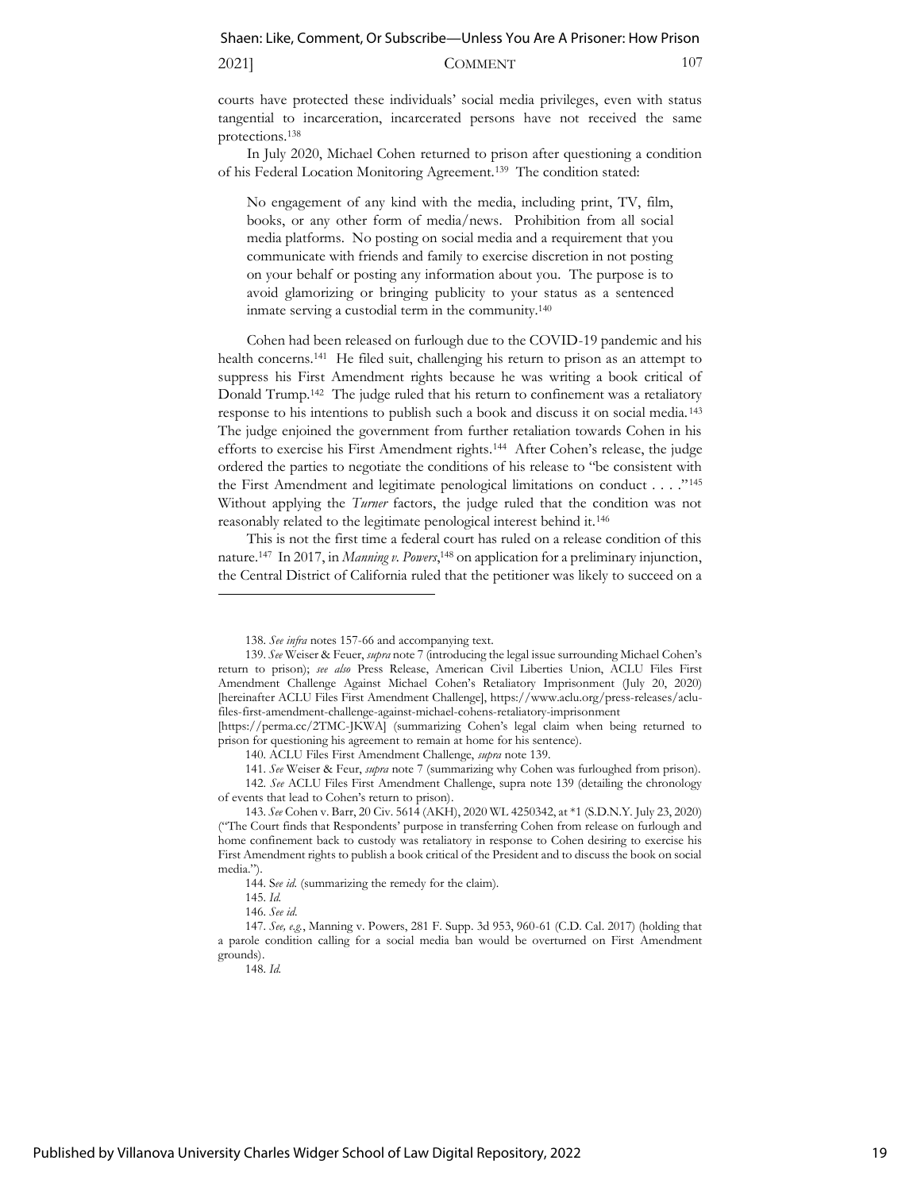courts have protected these individuals' social media privileges, even with status tangential to incarceration, incarcerated persons have not received the same protections.[138]

In July 2020, Michael Cohen returned to prison after questioning a condition of his Federal Location Monitoring Agreement.[139] The condition stated:

> No engagement of any kind with the media, including print, TV, film, books, or any other form of media/news. Prohibition from all social media platforms. No posting on social media and a requirement that you communicate with friends and family to exercise discretion in not posting on your behalf or posting any information about you. The purpose is to avoid glamorizing or bringing publicity to your status as a sentenced inmate serving a custodial term in the community.[140]

Cohen had been released on furlough due to the COVID-19 pandemic and his health concerns.[141] He filed suit, challenging his return to prison as an attempt to suppress his First Amendment rights because he was writing a book critical of Donald Trump.[142] The judge ruled that his return to confinement was a retaliatory response to his intentions to publish such a book and discuss it on social media.[143] The judge enjoined the government from further retaliation towards Cohen in his efforts to exercise his First Amendment rights.[144] After Cohen's release, the judge ordered the parties to negotiate the conditions of his release to "be consistent with the First Amendment and legitimate penological limitations on conduct . . . ."[145] Without applying the *Turner* factors, the judge ruled that the condition was not reasonably related to the legitimate penological interest behind it.[146]

This is not the first time a federal court has ruled on a release condition of this nature.[147] In 2017, in *Manning v. Powers*,[148] on application for a preliminary injunction, the Central District of California ruled that the petitioner was likely to succeed on a

---

138. *See infra* notes 157-66 and accompanying text.

139. *See* Weiser & Feuer, *supra* note 7 (introducing the legal issue surrounding Michael Cohen's return to prison); *see also* Press Release, American Civil Liberties Union, ACLU Files First Amendment Challenge Against Michael Cohen's Retaliatory Imprisonment (July 20, 2020) [hereinafter ACLU Files First Amendment Challenge], https://www.aclu.org/press-releases/aclu-files-first-amendment-challenge-against-michael-cohens-retaliatory-imprisonment [https://perma.cc/2TMC-JKWA] (summarizing Cohen's legal claim when being returned to prison for questioning his agreement to remain at home for his sentence).

140. ACLU Files First Amendment Challenge, *supra* note 139.

141. *See* Weiser & Feur, *supra* note 7 (summarizing why Cohen was furloughed from prison).

142. *See* ACLU Files First Amendment Challenge, supra note 139 (detailing the chronology of events that lead to Cohen's return to prison).

143. *See* Cohen v. Barr, 20 Civ. 5614 (AKH), 2020 WL 4250342, at *1 (S.D.N.Y. July 23, 2020) ("The Court finds that Respondents' purpose in transferring Cohen from release on furlough and home confinement back to custody was retaliatory in response to Cohen desiring to exercise his First Amendment rights to publish a book critical of the President and to discuss the book on social media.").

144. S*ee id.* (summarizing the remedy for the claim).

145. *Id.*

146. *See id.*

147. *See, e.g.*, Manning v. Powers, 281 F. Supp. 3d 953, 960-61 (C.D. Cal. 2017) (holding that a parole condition calling for a social media ban would be overturned on First Amendment grounds).

148. *Id.*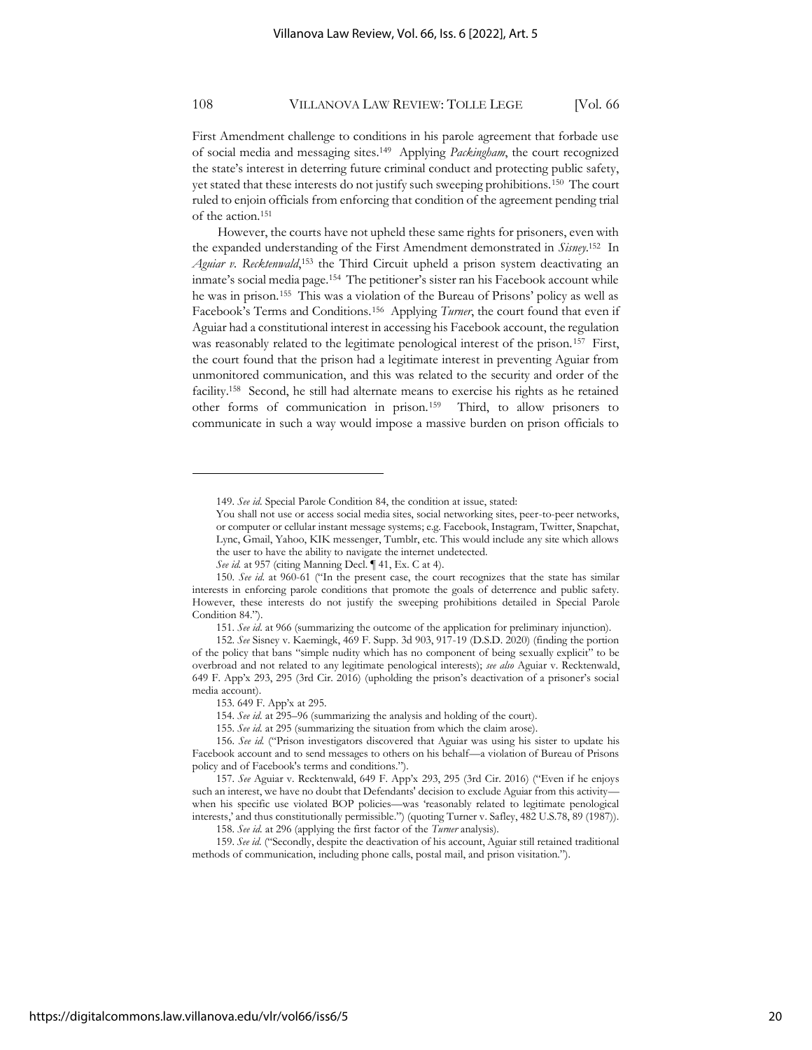First Amendment challenge to conditions in his parole agreement that forbade use of social media and messaging sites.[149] Applying *Packingham*, the court recognized the state's interest in deterring future criminal conduct and protecting public safety, yet stated that these interests do not justify such sweeping prohibitions.[150] The court ruled to enjoin officials from enforcing that condition of the agreement pending trial of the action.[151]

However, the courts have not upheld these same rights for prisoners, even with the expanded understanding of the First Amendment demonstrated in *Sisney*.[152] In *Aguiar v. Recktenwald*,[153] the Third Circuit upheld a prison system deactivating an inmate's social media page.[154] The petitioner's sister ran his Facebook account while he was in prison.[155] This was a violation of the Bureau of Prisons' policy as well as Facebook's Terms and Conditions.[156] Applying *Turner*, the court found that even if Aguiar had a constitutional interest in accessing his Facebook account, the regulation was reasonably related to the legitimate penological interest of the prison.[157] First, the court found that the prison had a legitimate interest in preventing Aguiar from unmonitored communication, and this was related to the security and order of the facility.[158] Second, he still had alternate means to exercise his rights as he retained other forms of communication in prison.[159] Third, to allow prisoners to communicate in such a way would impose a massive burden on prison officials to

---

149. *See id*. Special Parole Condition 84, the condition at issue, stated:

You shall not use or access social media sites, social networking sites, peer-to-peer networks, or computer or cellular instant message systems; e.g. Facebook, Instagram, Twitter, Snapchat, Lync, Gmail, Yahoo, KIK messenger, Tumblr, etc. This would include any site which allows the user to have the ability to navigate the internet undetected.

*See id.* at 957 (citing Manning Decl. ¶ 41, Ex. C at 4).

150. *See id*. at 960-61 ("In the present case, the court recognizes that the state has similar interests in enforcing parole conditions that promote the goals of deterrence and public safety. However, these interests do not justify the sweeping prohibitions detailed in Special Parole Condition 84.").

151. *See id*. at 966 (summarizing the outcome of the application for preliminary injunction).

152. *See* Sisney v. Kaemingk, 469 F. Supp. 3d 903, 917-19 (D.S.D. 2020) (finding the portion of the policy that bans "simple nudity which has no component of being sexually explicit" to be overbroad and not related to any legitimate penological interests); *see also* Aguiar v. Recktenwald, 649 F. App'x 293, 295 (3rd Cir. 2016) (upholding the prison's deactivation of a prisoner's social media account).

153. 649 F. App'x at 295.

154. *See id*. at 295–96 (summarizing the analysis and holding of the court).

155. *See id*. at 295 (summarizing the situation from which the claim arose).

156. *See id.* ("Prison investigators discovered that Aguiar was using his sister to update his Facebook account and to send messages to others on his behalf—a violation of Bureau of Prisons policy and of Facebook's terms and conditions.").

157. *See* Aguiar v. Recktenwald, 649 F. App'x 293, 295 (3rd Cir. 2016) ("Even if he enjoys such an interest, we have no doubt that Defendants' decision to exclude Aguiar from this activity—when his specific use violated BOP policies—was 'reasonably related to legitimate penological interests,' and thus constitutionally permissible.") (quoting Turner v. Safley, 482 U.S.78, 89 (1987)).

158. *See id*. at 296 (applying the first factor of the *Turner* analysis).

159. *See id.* ("Secondly, despite the deactivation of his account, Aguiar still retained traditional methods of communication, including phone calls, postal mail, and prison visitation.").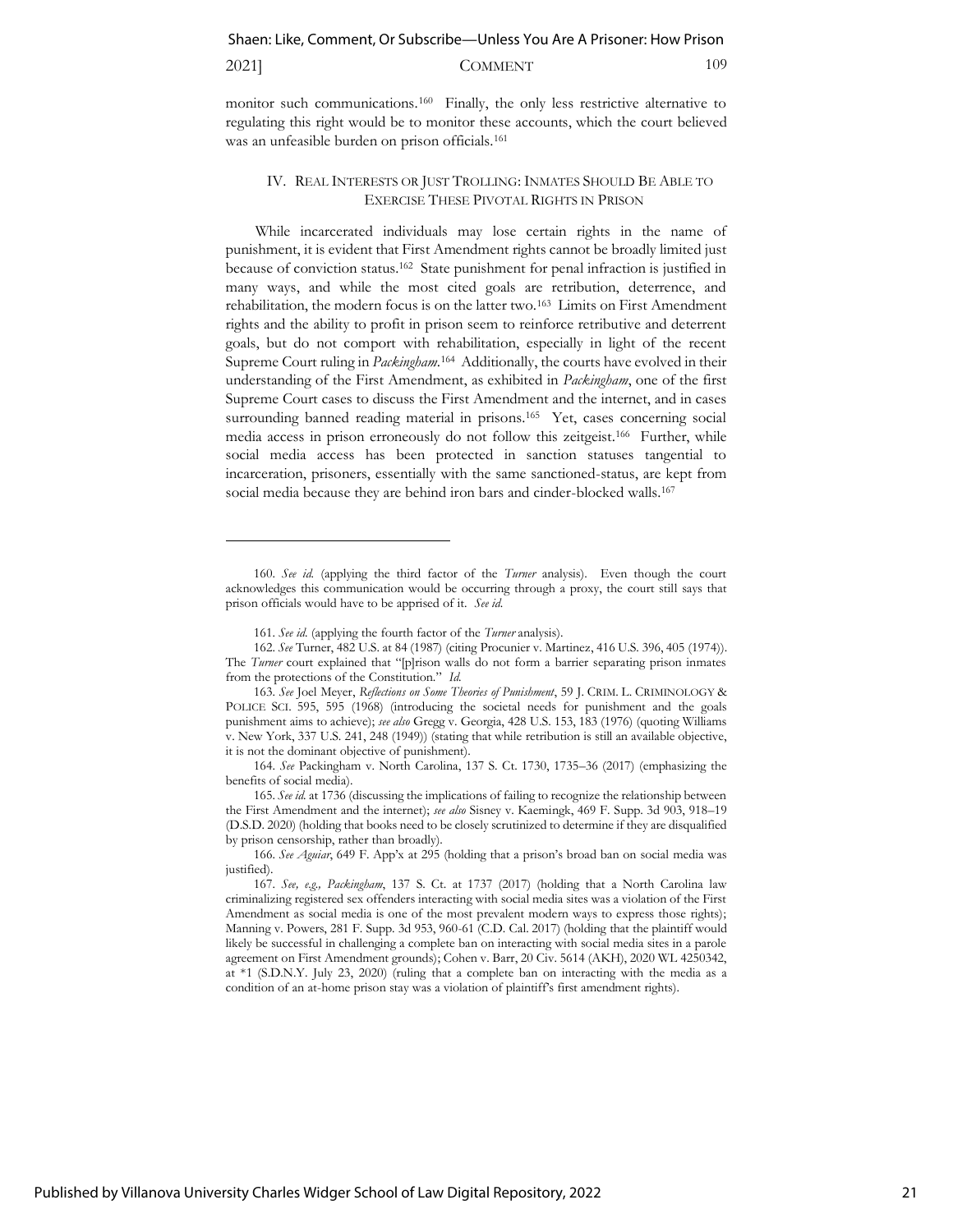monitor such communications.[160] Finally, the only less restrictive alternative to regulating this right would be to monitor these accounts, which the court believed was an unfeasible burden on prison officials.[161]

## IV. REAL INTERESTS OR JUST TROLLING: INMATES SHOULD BE ABLE TO EXERCISE THESE PIVOTAL RIGHTS IN PRISON

While incarcerated individuals may lose certain rights in the name of punishment, it is evident that First Amendment rights cannot be broadly limited just because of conviction status.[162] State punishment for penal infraction is justified in many ways, and while the most cited goals are retribution, deterrence, and rehabilitation, the modern focus is on the latter two.[163] Limits on First Amendment rights and the ability to profit in prison seem to reinforce retributive and deterrent goals, but do not comport with rehabilitation, especially in light of the recent Supreme Court ruling in *Packingham*.[164] Additionally, the courts have evolved in their understanding of the First Amendment, as exhibited in *Packingham*, one of the first Supreme Court cases to discuss the First Amendment and the internet, and in cases surrounding banned reading material in prisons.[165] Yet, cases concerning social media access in prison erroneously do not follow this zeitgeist.[166] Further, while social media access has been protected in sanction statuses tangential to incarceration, prisoners, essentially with the same sanctioned-status, are kept from social media because they are behind iron bars and cinder-blocked walls.[167]

---

160. *See id.* (applying the third factor of the *Turner* analysis). Even though the court acknowledges this communication would be occurring through a proxy, the court still says that prison officials would have to be apprised of it. *See id.*

161. *See id.* (applying the fourth factor of the *Turner* analysis).

162. *See* Turner, 482 U.S. at 84 (1987) (citing Procunier v. Martinez, 416 U.S. 396, 405 (1974)). The *Turner* court explained that "[p]rison walls do not form a barrier separating prison inmates from the protections of the Constitution." *Id.*

163. *See* Joel Meyer, *Reflections on Some Theories of Punishment*, 59 J. CRIM. L. CRIMINOLOGY & POLICE SCI. 595, 595 (1968) (introducing the societal needs for punishment and the goals punishment aims to achieve); *see also* Gregg v. Georgia, 428 U.S. 153, 183 (1976) (quoting Williams v. New York, 337 U.S. 241, 248 (1949)) (stating that while retribution is still an available objective, it is not the dominant objective of punishment).

164. *See* Packingham v. North Carolina, 137 S. Ct. 1730, 1735–36 (2017) (emphasizing the benefits of social media).

165. *See id.* at 1736 (discussing the implications of failing to recognize the relationship between the First Amendment and the internet); *see also* Sisney v. Kaemingk, 469 F. Supp. 3d 903, 918–19 (D.S.D. 2020) (holding that books need to be closely scrutinized to determine if they are disqualified by prison censorship, rather than broadly).

166. *See Aguiar*, 649 F. App'x at 295 (holding that a prison's broad ban on social media was justified).

167. *See, e.g., Packingham*, 137 S. Ct. at 1737 (2017) (holding that a North Carolina law criminalizing registered sex offenders interacting with social media sites was a violation of the First Amendment as social media is one of the most prevalent modern ways to express those rights); Manning v. Powers, 281 F. Supp. 3d 953, 960-61 (C.D. Cal. 2017) (holding that the plaintiff would likely be successful in challenging a complete ban on interacting with social media sites in a parole agreement on First Amendment grounds); Cohen v. Barr, 20 Civ. 5614 (AKH), 2020 WL 4250342, at *1 (S.D.N.Y. July 23, 2020) (ruling that a complete ban on interacting with the media as a condition of an at-home prison stay was a violation of plaintiff's first amendment rights).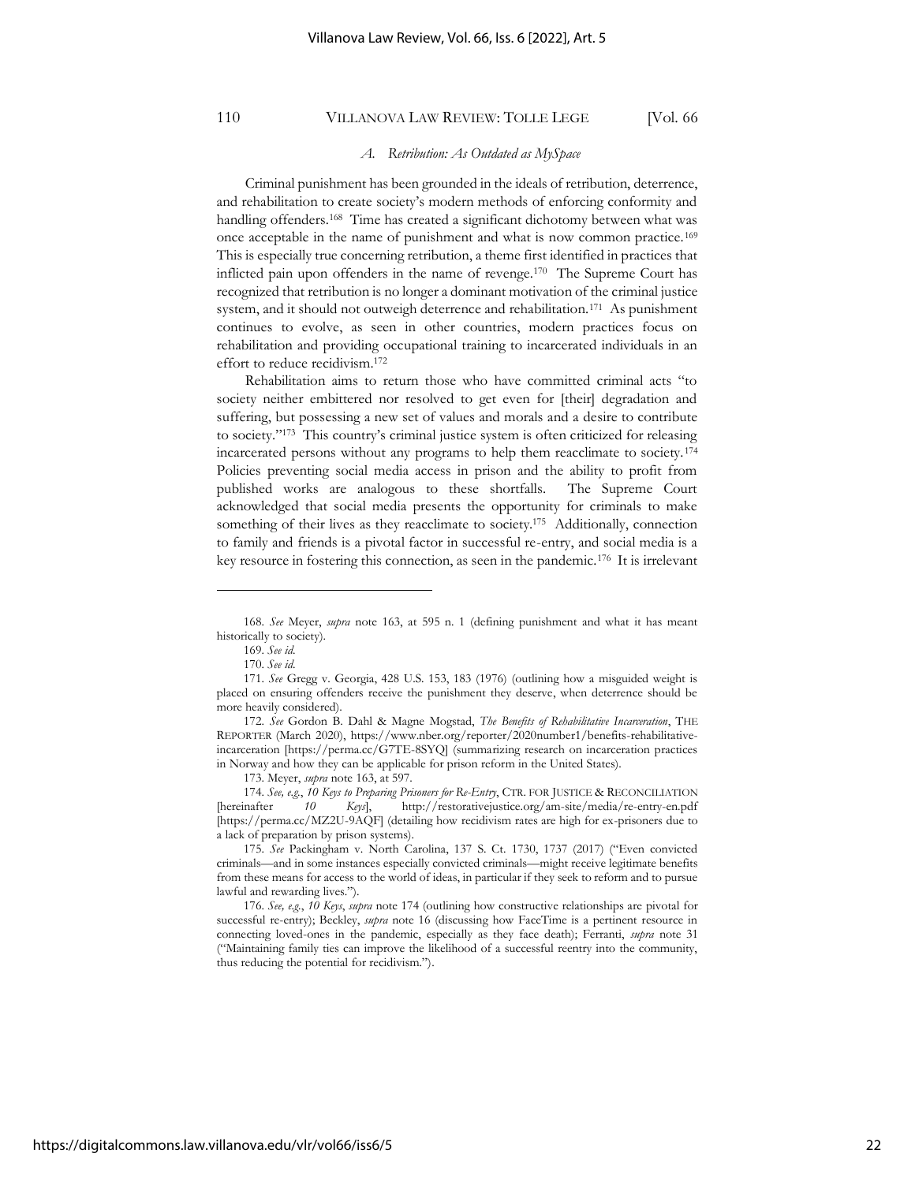### *A. Retribution: As Outdated as MySpace*

Criminal punishment has been grounded in the ideals of retribution, deterrence, and rehabilitation to create society's modern methods of enforcing conformity and handling offenders.[168] Time has created a significant dichotomy between what was once acceptable in the name of punishment and what is now common practice.[169] This is especially true concerning retribution, a theme first identified in practices that inflicted pain upon offenders in the name of revenge.[170] The Supreme Court has recognized that retribution is no longer a dominant motivation of the criminal justice system, and it should not outweigh deterrence and rehabilitation.[171] As punishment continues to evolve, as seen in other countries, modern practices focus on rehabilitation and providing occupational training to incarcerated individuals in an effort to reduce recidivism.[172]

Rehabilitation aims to return those who have committed criminal acts "to society neither embittered nor resolved to get even for [their] degradation and suffering, but possessing a new set of values and morals and a desire to contribute to society."[173] This country's criminal justice system is often criticized for releasing incarcerated persons without any programs to help them reacclimate to society.[174] Policies preventing social media access in prison and the ability to profit from published works are analogous to these shortfalls. The Supreme Court acknowledged that social media presents the opportunity for criminals to make something of their lives as they reacclimate to society.[175] Additionally, connection to family and friends is a pivotal factor in successful re-entry, and social media is a key resource in fostering this connection, as seen in the pandemic.[176] It is irrelevant

---

168. *See* Meyer, *supra* note 163, at 595 n. 1 (defining punishment and what it has meant historically to society).

169. *See id.*

170. *See id.*

171. *See* Gregg v. Georgia, 428 U.S. 153, 183 (1976) (outlining how a misguided weight is placed on ensuring offenders receive the punishment they deserve, when deterrence should be more heavily considered).

172. *See* Gordon B. Dahl & Magne Mogstad, *The Benefits of Rehabilitative Incarceration*, THE REPORTER (March 2020), https://www.nber.org/reporter/2020number1/benefits-rehabilitative-incarceration [https://perma.cc/G7TE-8SYQ] (summarizing research on incarceration practices in Norway and how they can be applicable for prison reform in the United States).

173. Meyer, *supra* note 163, at 597.

174. *See, e.g.*, *10 Keys to Preparing Prisoners for Re-Entry*, CTR. FOR JUSTICE & RECONCILIATION [hereinafter *10 Keys*], http://restorativejustice.org/am-site/media/re-entry-en.pdf [https://perma.cc/MZ2U-9AQF] (detailing how recidivism rates are high for ex-prisoners due to a lack of preparation by prison systems).

175. *See* Packingham v. North Carolina, 137 S. Ct. 1730, 1737 (2017) ("Even convicted criminals—and in some instances especially convicted criminals—might receive legitimate benefits from these means for access to the world of ideas, in particular if they seek to reform and to pursue lawful and rewarding lives.").

176. *See, e.g.*, *10 Keys*, *supra* note 174 (outlining how constructive relationships are pivotal for successful re-entry); Beckley, *supra* note 16 (discussing how FaceTime is a pertinent resource in connecting loved-ones in the pandemic, especially as they face death); Ferranti, *supra* note 31 ("Maintaining family ties can improve the likelihood of a successful reentry into the community, thus reducing the potential for recidivism.").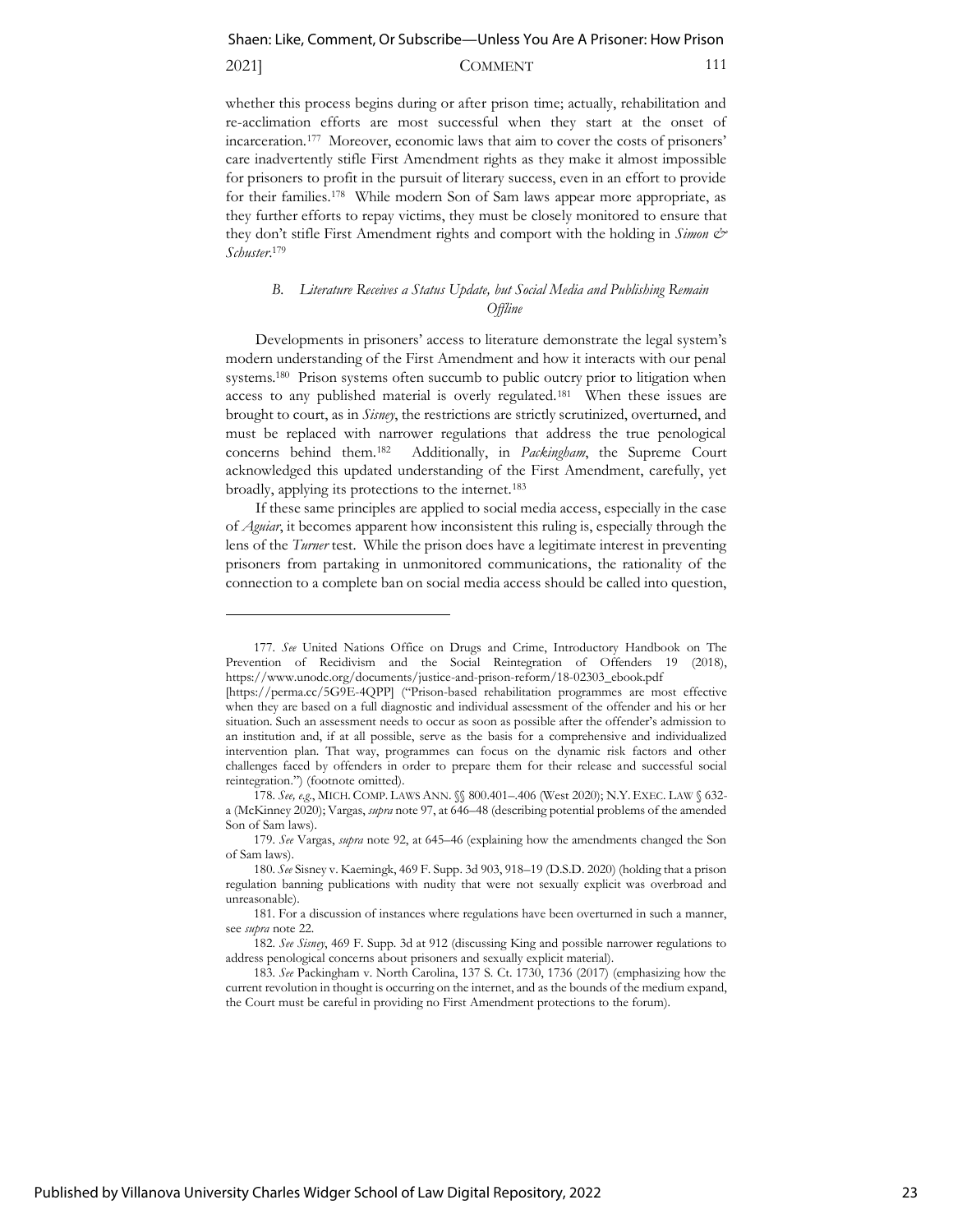whether this process begins during or after prison time; actually, rehabilitation and re-acclimation efforts are most successful when they start at the onset of incarceration.[177] Moreover, economic laws that aim to cover the costs of prisoners' care inadvertently stifle First Amendment rights as they make it almost impossible for prisoners to profit in the pursuit of literary success, even in an effort to provide for their families.[178] While modern Son of Sam laws appear more appropriate, as they further efforts to repay victims, they must be closely monitored to ensure that they don't stifle First Amendment rights and comport with the holding in *Simon & Schuster*.[179]

### *B. Literature Receives a Status Update, but Social Media and Publishing Remain Offline*

Developments in prisoners' access to literature demonstrate the legal system's modern understanding of the First Amendment and how it interacts with our penal systems.[180] Prison systems often succumb to public outcry prior to litigation when access to any published material is overly regulated.[181] When these issues are brought to court, as in *Sisney*, the restrictions are strictly scrutinized, overturned, and must be replaced with narrower regulations that address the true penological concerns behind them.[182] Additionally, in *Packingham*, the Supreme Court acknowledged this updated understanding of the First Amendment, carefully, yet broadly, applying its protections to the internet.[183]

If these same principles are applied to social media access, especially in the case of *Aguiar*, it becomes apparent how inconsistent this ruling is, especially through the lens of the *Turner* test. While the prison does have a legitimate interest in preventing prisoners from partaking in unmonitored communications, the rationality of the connection to a complete ban on social media access should be called into question,

---

177. *See* United Nations Office on Drugs and Crime, Introductory Handbook on The Prevention of Recidivism and the Social Reintegration of Offenders 19 (2018), https://www.unodc.org/documents/justice-and-prison-reform/18-02303_ebook.pdf [https://perma.cc/5G9E-4QPP] ("Prison-based rehabilitation programmes are most effective when they are based on a full diagnostic and individual assessment of the offender and his or her situation. Such an assessment needs to occur as soon as possible after the offender's admission to an institution and, if at all possible, serve as the basis for a comprehensive and individualized intervention plan. That way, programmes can focus on the dynamic risk factors and other challenges faced by offenders in order to prepare them for their release and successful social reintegration.") (footnote omitted).

178. *See, e.g.*, MICH. COMP. LAWS ANN. §§ 800.401–.406 (West 2020); N.Y. EXEC. LAW § 632-a (McKinney 2020); Vargas, *supra* note 97, at 646–48 (describing potential problems of the amended Son of Sam laws).

179. *See* Vargas, *supra* note 92, at 645–46 (explaining how the amendments changed the Son of Sam laws).

180. *See* Sisney v. Kaemingk, 469 F. Supp. 3d 903, 918–19 (D.S.D. 2020) (holding that a prison regulation banning publications with nudity that were not sexually explicit was overbroad and unreasonable).

181. For a discussion of instances where regulations have been overturned in such a manner, see *supra* note 22.

182. *See Sisney*, 469 F. Supp. 3d at 912 (discussing King and possible narrower regulations to address penological concerns about prisoners and sexually explicit material).

183. *See* Packingham v. North Carolina, 137 S. Ct. 1730, 1736 (2017) (emphasizing how the current revolution in thought is occurring on the internet, and as the bounds of the medium expand, the Court must be careful in providing no First Amendment protections to the forum).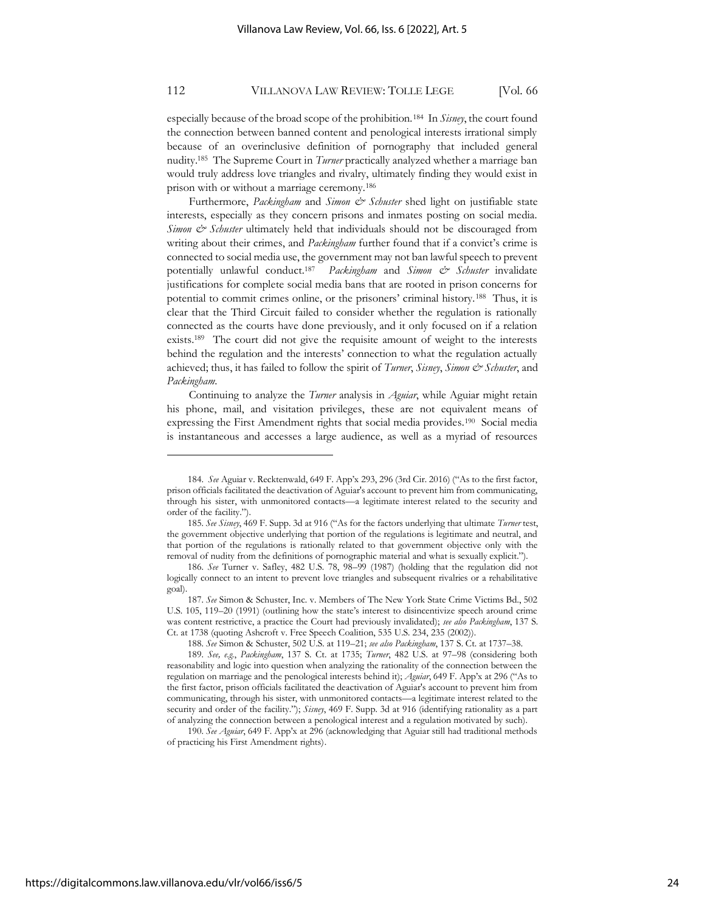especially because of the broad scope of the prohibition.[184] In *Sisney*, the court found the connection between banned content and penological interests irrational simply because of an overinclusive definition of pornography that included general nudity.[185] The Supreme Court in *Turner* practically analyzed whether a marriage ban would truly address love triangles and rivalry, ultimately finding they would exist in prison with or without a marriage ceremony.[186]

Furthermore, *Packingham* and *Simon & Schuster* shed light on justifiable state interests, especially as they concern prisons and inmates posting on social media. *Simon & Schuster* ultimately held that individuals should not be discouraged from writing about their crimes, and *Packingham* further found that if a convict's crime is connected to social media use, the government may not ban lawful speech to prevent potentially unlawful conduct.[187] *Packingham* and *Simon & Schuster* invalidate justifications for complete social media bans that are rooted in prison concerns for potential to commit crimes online, or the prisoners' criminal history.[188] Thus, it is clear that the Third Circuit failed to consider whether the regulation is rationally connected as the courts have done previously, and it only focused on if a relation exists.[189] The court did not give the requisite amount of weight to the interests behind the regulation and the interests' connection to what the regulation actually achieved; thus, it has failed to follow the spirit of *Turner*, *Sisney*, *Simon & Schuster*, and *Packingham*.

Continuing to analyze the *Turner* analysis in *Aguiar*, while Aguiar might retain his phone, mail, and visitation privileges, these are not equivalent means of expressing the First Amendment rights that social media provides.[190] Social media is instantaneous and accesses a large audience, as well as a myriad of resources

---

184. *See* Aguiar v. Recktenwald, 649 F. App'x 293, 296 (3rd Cir. 2016) ("As to the first factor, prison officials facilitated the deactivation of Aguiar's account to prevent him from communicating, through his sister, with unmonitored contacts—a legitimate interest related to the security and order of the facility.").

185. *See Sisney*, 469 F. Supp. 3d at 916 ("As for the factors underlying that ultimate *Turner* test, the government objective underlying that portion of the regulations is legitimate and neutral, and that portion of the regulations is rationally related to that government objective only with the removal of nudity from the definitions of pornographic material and what is sexually explicit.").

186. *See* Turner v. Safley, 482 U.S. 78, 98–99 (1987) (holding that the regulation did not logically connect to an intent to prevent love triangles and subsequent rivalries or a rehabilitative goal).

187. *See* Simon & Schuster, Inc. v. Members of The New York State Crime Victims Bd., 502 U.S. 105, 119–20 (1991) (outlining how the state's interest to disincentivize speech around crime was content restrictive, a practice the Court had previously invalidated); *see also Packingham*, 137 S. Ct. at 1738 (quoting Ashcroft v. Free Speech Coalition, 535 U.S. 234, 235 (2002)).

188. *See* Simon & Schuster, 502 U.S. at 119–21; *see also Packingham*, 137 S. Ct. at 1737–38.

189. *See, e.g.*, *Packingham*, 137 S. Ct. at 1735; *Turner*, 482 U.S. at 97–98 (considering both reasonability and logic into question when analyzing the rationality of the connection between the regulation on marriage and the penological interests behind it); *Aguiar*, 649 F. App'x at 296 ("As to the first factor, prison officials facilitated the deactivation of Aguiar's account to prevent him from communicating, through his sister, with unmonitored contacts—a legitimate interest related to the security and order of the facility."); *Sisney*, 469 F. Supp. 3d at 916 (identifying rationality as a part of analyzing the connection between a penological interest and a regulation motivated by such).

190. *See Aguiar*, 649 F. App'x at 296 (acknowledging that Aguiar still had traditional methods of practicing his First Amendment rights).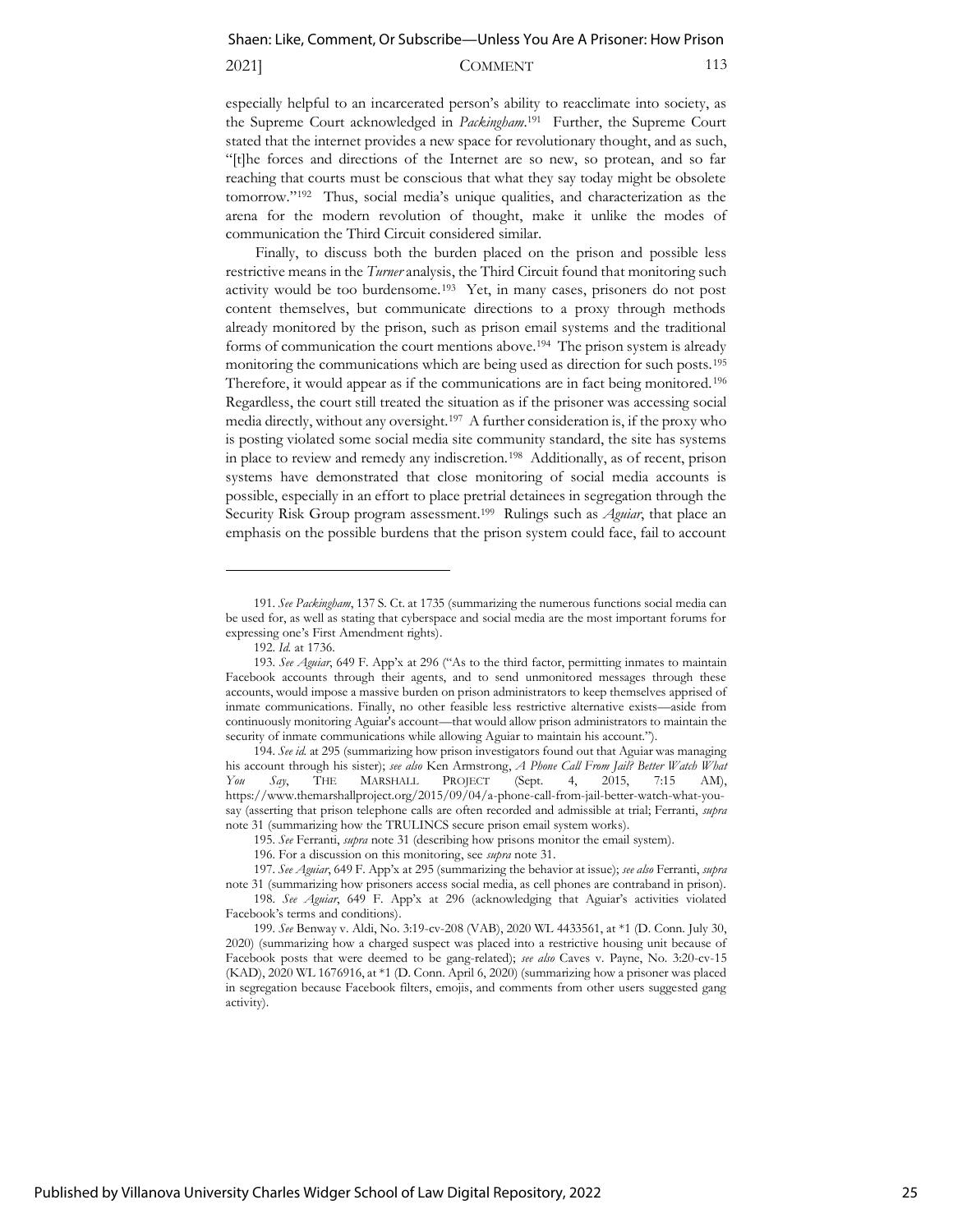especially helpful to an incarcerated person's ability to reacclimate into society, as the Supreme Court acknowledged in *Packingham*.[191] Further, the Supreme Court stated that the internet provides a new space for revolutionary thought, and as such, "[t]he forces and directions of the Internet are so new, so protean, and so far reaching that courts must be conscious that what they say today might be obsolete tomorrow."[192] Thus, social media's unique qualities, and characterization as the arena for the modern revolution of thought, make it unlike the modes of communication the Third Circuit considered similar.

Finally, to discuss both the burden placed on the prison and possible less restrictive means in the *Turner* analysis, the Third Circuit found that monitoring such activity would be too burdensome.[193] Yet, in many cases, prisoners do not post content themselves, but communicate directions to a proxy through methods already monitored by the prison, such as prison email systems and the traditional forms of communication the court mentions above.[194] The prison system is already monitoring the communications which are being used as direction for such posts.[195] Therefore, it would appear as if the communications are in fact being monitored.[196] Regardless, the court still treated the situation as if the prisoner was accessing social media directly, without any oversight.[197] A further consideration is, if the proxy who is posting violated some social media site community standard, the site has systems in place to review and remedy any indiscretion.[198] Additionally, as of recent, prison systems have demonstrated that close monitoring of social media accounts is possible, especially in an effort to place pretrial detainees in segregation through the Security Risk Group program assessment.[199] Rulings such as *Aguiar*, that place an emphasis on the possible burdens that the prison system could face, fail to account

---

191. *See Packingham*, 137 S. Ct. at 1735 (summarizing the numerous functions social media can be used for, as well as stating that cyberspace and social media are the most important forums for expressing one's First Amendment rights).

192. *Id.* at 1736.

193. *See Aguiar*, 649 F. App'x at 296 ("As to the third factor, permitting inmates to maintain Facebook accounts through their agents, and to send unmonitored messages through these accounts, would impose a massive burden on prison administrators to keep themselves apprised of inmate communications. Finally, no other feasible less restrictive alternative exists—aside from continuously monitoring Aguiar's account—that would allow prison administrators to maintain the security of inmate communications while allowing Aguiar to maintain his account.").

194. *See id.* at 295 (summarizing how prison investigators found out that Aguiar was managing his account through his sister); *see also* Ken Armstrong, *A Phone Call From Jail? Better Watch What You Say*, THE MARSHALL PROJECT (Sept. 4, 2015, 7:15 AM), https://www.themarshallproject.org/2015/09/04/a-phone-call-from-jail-better-watch-what-you-say (asserting that prison telephone calls are often recorded and admissible at trial; Ferranti, *supra* note 31 (summarizing how the TRULINCS secure prison email system works).

195. *See* Ferranti, *supra* note 31 (describing how prisons monitor the email system).

196. For a discussion on this monitoring, see *supra* note 31.

197. *See Aguiar*, 649 F. App'x at 295 (summarizing the behavior at issue); *see also* Ferranti, *supra* note 31 (summarizing how prisoners access social media, as cell phones are contraband in prison).

198. *See Aguiar*, 649 F. App'x at 296 (acknowledging that Aguiar's activities violated Facebook's terms and conditions).

199. *See* Benway v. Aldi, No. 3:19-cv-208 (VAB), 2020 WL 4433561, at *1 (D. Conn. July 30, 2020) (summarizing how a charged suspect was placed into a restrictive housing unit because of Facebook posts that were deemed to be gang-related); *see also* Caves v. Payne, No. 3:20-cv-15 (KAD), 2020 WL 1676916, at *1 (D. Conn. April 6, 2020) (summarizing how a prisoner was placed in segregation because Facebook filters, emojis, and comments from other users suggested gang activity).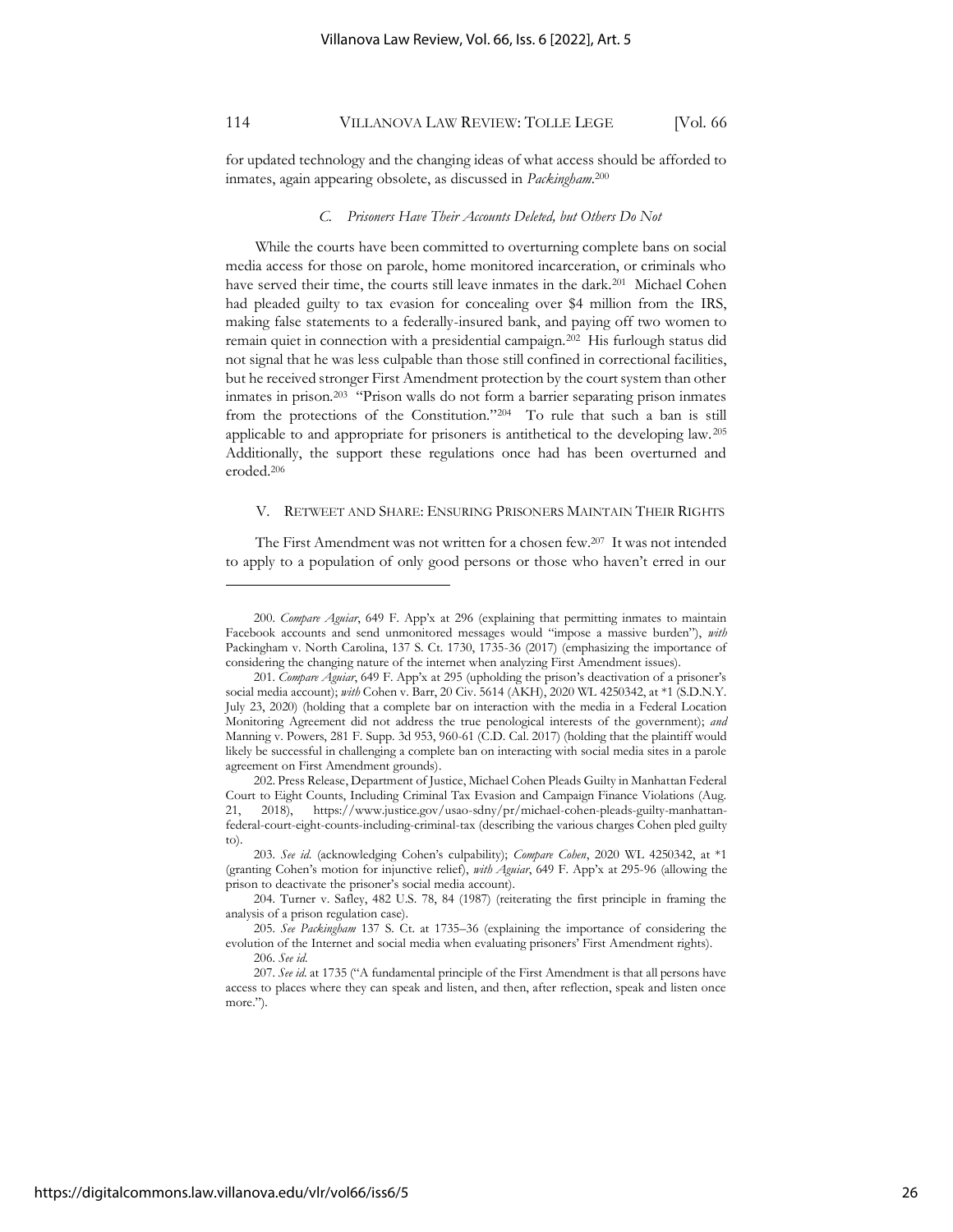for updated technology and the changing ideas of what access should be afforded to inmates, again appearing obsolete, as discussed in *Packingham*.[200]

### *C. Prisoners Have Their Accounts Deleted, but Others Do Not*

While the courts have been committed to overturning complete bans on social media access for those on parole, home monitored incarceration, or criminals who have served their time, the courts still leave inmates in the dark.[201] Michael Cohen had pleaded guilty to tax evasion for concealing over $4 million from the IRS, making false statements to a federally-insured bank, and paying off two women to remain quiet in connection with a presidential campaign.[202] His furlough status did not signal that he was less culpable than those still confined in correctional facilities, but he received stronger First Amendment protection by the court system than other inmates in prison.[203] "Prison walls do not form a barrier separating prison inmates from the protections of the Constitution."[204] To rule that such a ban is still applicable to and appropriate for prisoners is antithetical to the developing law.[205] Additionally, the support these regulations once had has been overturned and eroded.[206]

## V. RETWEET AND SHARE: ENSURING PRISONERS MAINTAIN THEIR RIGHTS

The First Amendment was not written for a chosen few.[207] It was not intended to apply to a population of only good persons or those who haven't erred in our

---

200. *Compare Aguiar*, 649 F. App'x at 296 (explaining that permitting inmates to maintain Facebook accounts and send unmonitored messages would "impose a massive burden"), *with* Packingham v. North Carolina, 137 S. Ct. 1730, 1735-36 (2017) (emphasizing the importance of considering the changing nature of the internet when analyzing First Amendment issues).

201. *Compare Aguiar*, 649 F. App'x at 295 (upholding the prison's deactivation of a prisoner's social media account); *with* Cohen v. Barr, 20 Civ. 5614 (AKH), 2020 WL 4250342, at *1 (S.D.N.Y. July 23, 2020) (holding that a complete bar on interaction with the media in a Federal Location Monitoring Agreement did not address the true penological interests of the government); *and* Manning v. Powers, 281 F. Supp. 3d 953, 960-61 (C.D. Cal. 2017) (holding that the plaintiff would likely be successful in challenging a complete ban on interacting with social media sites in a parole agreement on First Amendment grounds).

202. Press Release, Department of Justice, Michael Cohen Pleads Guilty in Manhattan Federal Court to Eight Counts, Including Criminal Tax Evasion and Campaign Finance Violations (Aug. 21, 2018), https://www.justice.gov/usao-sdny/pr/michael-cohen-pleads-guilty-manhattan-federal-court-eight-counts-including-criminal-tax (describing the various charges Cohen pled guilty to).

203. *See id.* (acknowledging Cohen's culpability); *Compare Cohen*, 2020 WL 4250342, at *1 (granting Cohen's motion for injunctive relief), *with Aguiar*, 649 F. App'x at 295-96 (allowing the prison to deactivate the prisoner's social media account).

204. Turner v. Safley, 482 U.S. 78, 84 (1987) (reiterating the first principle in framing the analysis of a prison regulation case).

205. *See Packingham* 137 S. Ct. at 1735–36 (explaining the importance of considering the evolution of the Internet and social media when evaluating prisoners' First Amendment rights).

206. *See id.*

207. *See id.* at 1735 ("A fundamental principle of the First Amendment is that all persons have access to places where they can speak and listen, and then, after reflection, speak and listen once more.").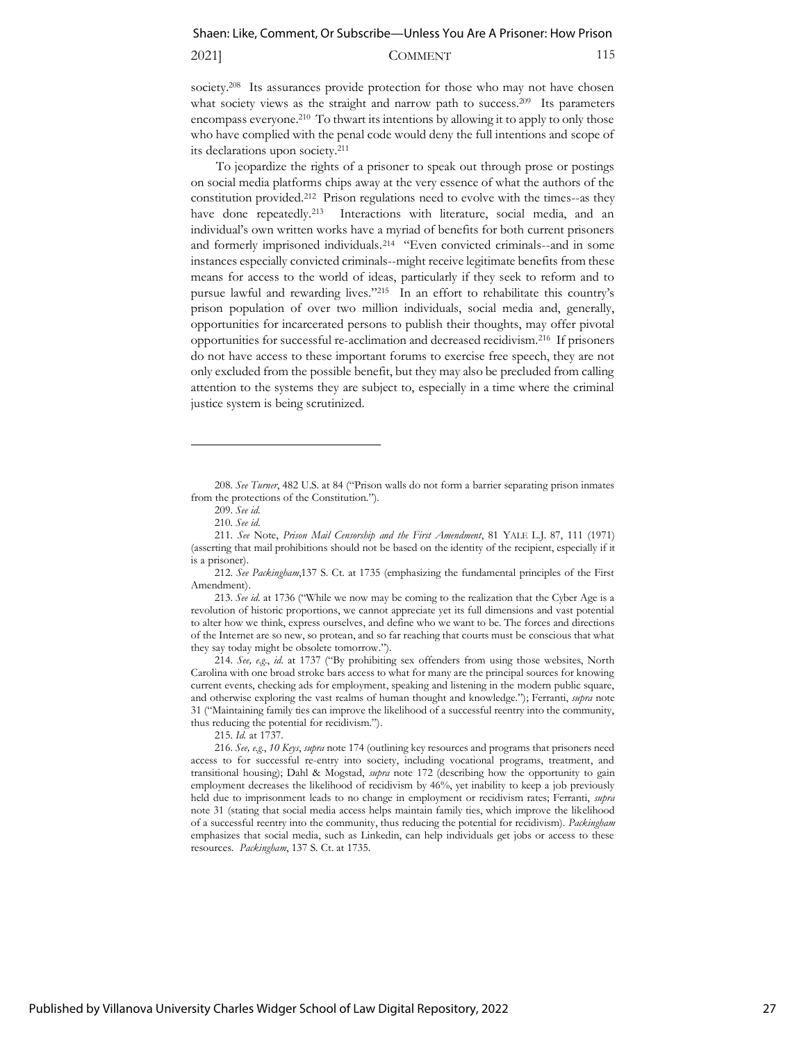society.[208] Its assurances provide protection for those who may not have chosen what society views as the straight and narrow path to success.[209] Its parameters encompass everyone.[210] To thwart its intentions by allowing it to apply to only those who have complied with the penal code would deny the full intentions and scope of its declarations upon society.[211]

To jeopardize the rights of a prisoner to speak out through prose or postings on social media platforms chips away at the very essence of what the authors of the constitution provided.[212] Prison regulations need to evolve with the times--as they have done repeatedly.[213] Interactions with literature, social media, and an individual's own written works have a myriad of benefits for both current prisoners and formerly imprisoned individuals.[214] "Even convicted criminals--and in some instances especially convicted criminals--might receive legitimate benefits from these means for access to the world of ideas, particularly if they seek to reform and to pursue lawful and rewarding lives."[215] In an effort to rehabilitate this country's prison population of over two million individuals, social media and, generally, opportunities for incarcerated persons to publish their thoughts, may offer pivotal opportunities for successful re-acclimation and decreased recidivism.[216] If prisoners do not have access to these important forums to exercise free speech, they are not only excluded from the possible benefit, but they may also be precluded from calling attention to the systems they are subject to, especially in a time where the criminal justice system is being scrutinized.

---

208. *See Turner*, 482 U.S. at 84 ("Prison walls do not form a barrier separating prison inmates from the protections of the Constitution.").

209. *See id.*

210. *See id.*

211. *See* Note, *Prison Mail Censorship and the First Amendment*, 81 YALE L.J. 87, 111 (1971) (asserting that mail prohibitions should not be based on the identity of the recipient, especially if it is a prisoner).

212. *See Packingham*,137 S. Ct. at 1735 (emphasizing the fundamental principles of the First Amendment).

213. *See id.* at 1736 ("While we now may be coming to the realization that the Cyber Age is a revolution of historic proportions, we cannot appreciate yet its full dimensions and vast potential to alter how we think, express ourselves, and define who we want to be. The forces and directions of the Internet are so new, so protean, and so far reaching that courts must be conscious that what they say today might be obsolete tomorrow.").

214. *See, e.g.*, *id.* at 1737 ("By prohibiting sex offenders from using those websites, North Carolina with one broad stroke bars access to what for many are the principal sources for knowing current events, checking ads for employment, speaking and listening in the modern public square, and otherwise exploring the vast realms of human thought and knowledge."); Ferranti, *supra* note 31 ("Maintaining family ties can improve the likelihood of a successful reentry into the community, thus reducing the potential for recidivism.").

215. *Id.* at 1737.

216. *See, e.g.*, *10 Keys*, *supra* note 174 (outlining key resources and programs that prisoners need access to for successful re-entry into society, including vocational programs, treatment, and transitional housing); Dahl & Mogstad, *supra* note 172 (describing how the opportunity to gain employment decreases the likelihood of recidivism by 46%, yet inability to keep a job previously held due to imprisonment leads to no change in employment or recidivism rates; Ferranti, *supra* note 31 (stating that social media access helps maintain family ties, which improve the likelihood of a successful reentry into the community, thus reducing the potential for recidivism). *Packingham* emphasizes that social media, such as Linkedin, can help individuals get jobs or access to these resources. *Packingham*, 137 S. Ct. at 1735.